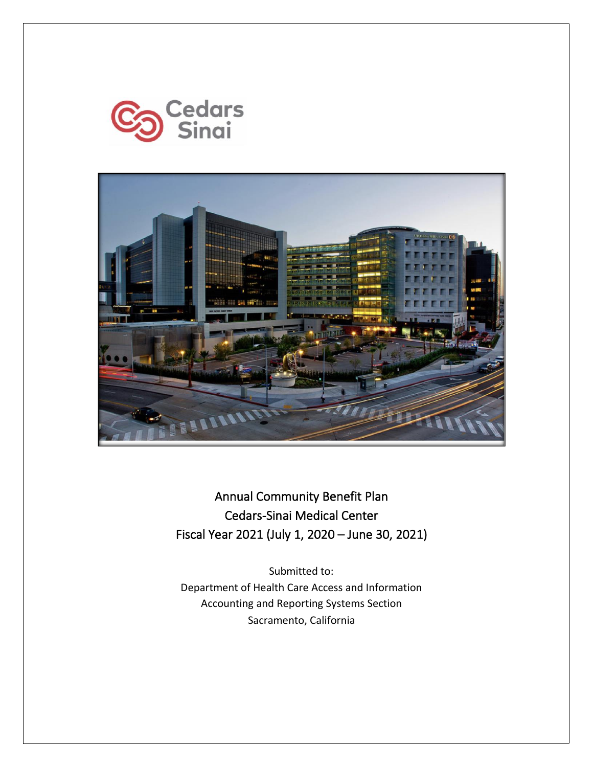# Annual Community Benefit Plan

## Cedars-Sinai Medical Center

## Fiscal Year 2021 (July 1, 2020 – June 30, 2021)

Submitted to:

Department of Health Care Access and Information

Accounting and Reporting Systems Section

Sacramento, California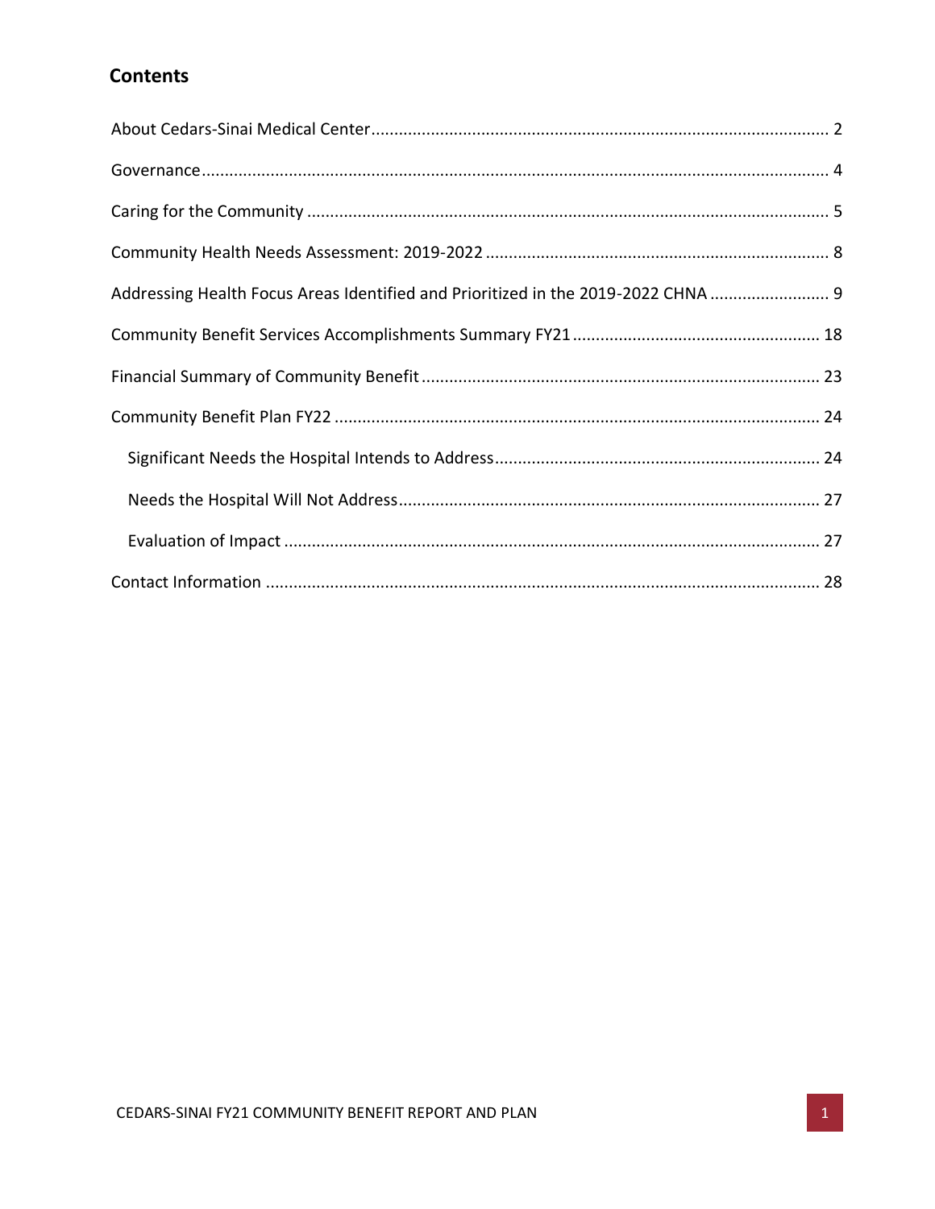## Contents

About Cedars-Sinai Medical Center .................................................................................................. 2

Governance...................................................................................................................................... 4

Caring for the Community ................................................................................................................ 5

Community Health Needs Assessment: 2019-2022 .......................................................................... 8

Addressing Health Focus Areas Identified and Prioritized in the 2019-2022 CHNA ......................... 9

Community Benefit Services Accomplishments Summary FY21 ..................................................... 18

Financial Summary of Community Benefit ..................................................................................... 23

Community Benefit Plan FY22 ........................................................................................................ 24

- Significant Needs the Hospital Intends to Address....................................................................... 24
- Needs the Hospital Will Not Address........................................................................................... 27
- Evaluation of Impact ................................................................................................................... 27

Contact Information ....................................................................................................................... 28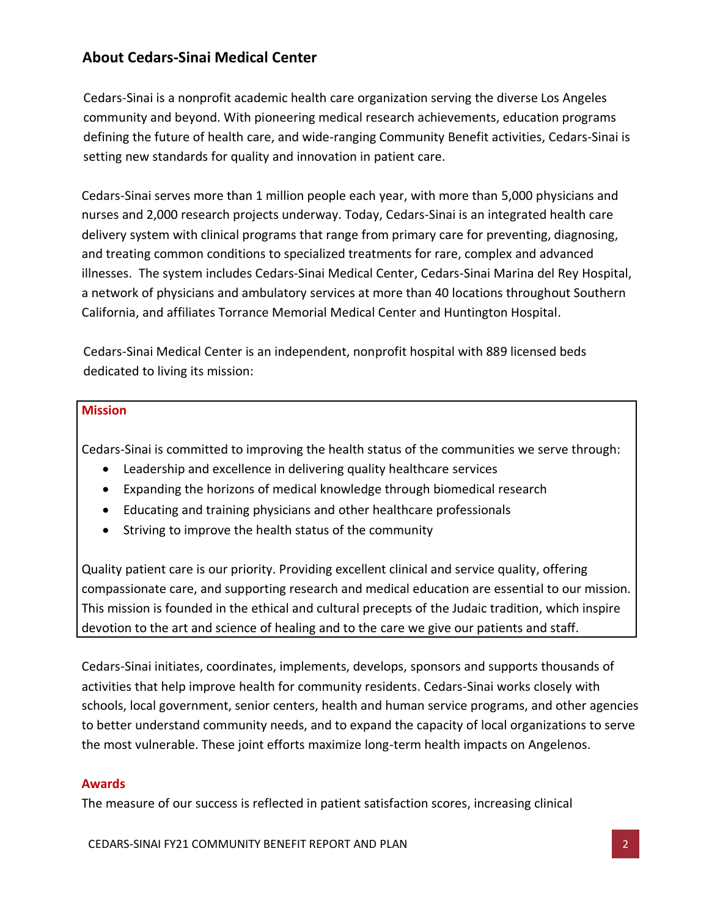## About Cedars-Sinai Medical Center

Cedars-Sinai is a nonprofit academic health care organization serving the diverse Los Angeles community and beyond. With pioneering medical research achievements, education programs defining the future of health care, and wide-ranging Community Benefit activities, Cedars-Sinai is setting new standards for quality and innovation in patient care.

Cedars-Sinai serves more than 1 million people each year, with more than 5,000 physicians and nurses and 2,000 research projects underway. Today, Cedars-Sinai is an integrated health care delivery system with clinical programs that range from primary care for preventing, diagnosing, and treating common conditions to specialized treatments for rare, complex and advanced illnesses. The system includes Cedars-Sinai Medical Center, Cedars-Sinai Marina del Rey Hospital, a network of physicians and ambulatory services at more than 40 locations throughout Southern California, and affiliates Torrance Memorial Medical Center and Huntington Hospital.

Cedars-Sinai Medical Center is an independent, nonprofit hospital with 889 licensed beds dedicated to living its mission:

### Mission

Cedars-Sinai is committed to improving the health status of the communities we serve through:

- Leadership and excellence in delivering quality healthcare services
- Expanding the horizons of medical knowledge through biomedical research
- Educating and training physicians and other healthcare professionals
- Striving to improve the health status of the community

Quality patient care is our priority. Providing excellent clinical and service quality, offering compassionate care, and supporting research and medical education are essential to our mission. This mission is founded in the ethical and cultural precepts of the Judaic tradition, which inspire devotion to the art and science of healing and to the care we give our patients and staff.

Cedars-Sinai initiates, coordinates, implements, develops, sponsors and supports thousands of activities that help improve health for community residents. Cedars-Sinai works closely with schools, local government, senior centers, health and human service programs, and other agencies to better understand community needs, and to expand the capacity of local organizations to serve the most vulnerable. These joint efforts maximize long-term health impacts on Angelenos.

### Awards

The measure of our success is reflected in patient satisfaction scores, increasing clinical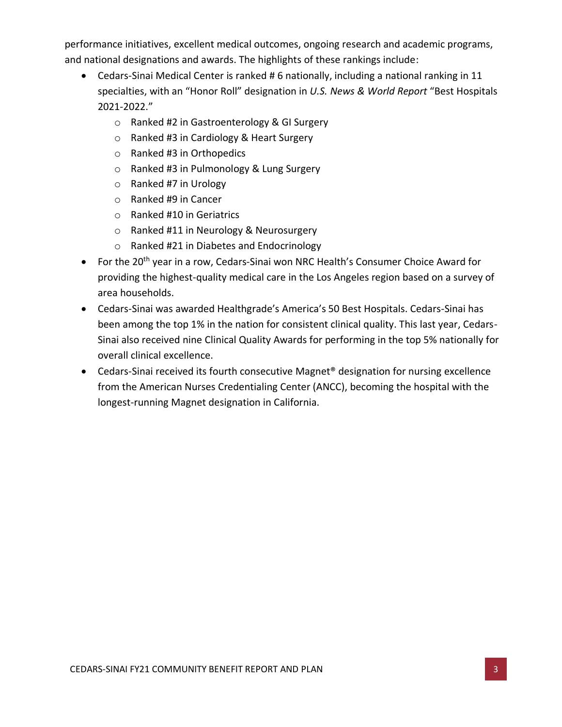performance initiatives, excellent medical outcomes, ongoing research and academic programs, and national designations and awards. The highlights of these rankings include:

- Cedars-Sinai Medical Center is ranked # 6 nationally, including a national ranking in 11 specialties, with an "Honor Roll" designation in *U.S. News & World Report* "Best Hospitals 2021-2022."
  - Ranked #2 in Gastroenterology & GI Surgery
  - Ranked #3 in Cardiology & Heart Surgery
  - Ranked #3 in Orthopedics
  - Ranked #3 in Pulmonology & Lung Surgery
  - Ranked #7 in Urology
  - Ranked #9 in Cancer
  - Ranked #10 in Geriatrics
  - Ranked #11 in Neurology & Neurosurgery
  - Ranked #21 in Diabetes and Endocrinology
- For the 20th year in a row, Cedars-Sinai won NRC Health's Consumer Choice Award for providing the highest-quality medical care in the Los Angeles region based on a survey of area households.
- Cedars-Sinai was awarded Healthgrade's America's 50 Best Hospitals. Cedars-Sinai has been among the top 1% in the nation for consistent clinical quality. This last year, Cedars-Sinai also received nine Clinical Quality Awards for performing in the top 5% nationally for overall clinical excellence.
- Cedars-Sinai received its fourth consecutive Magnet® designation for nursing excellence from the American Nurses Credentialing Center (ANCC), becoming the hospital with the longest-running Magnet designation in California.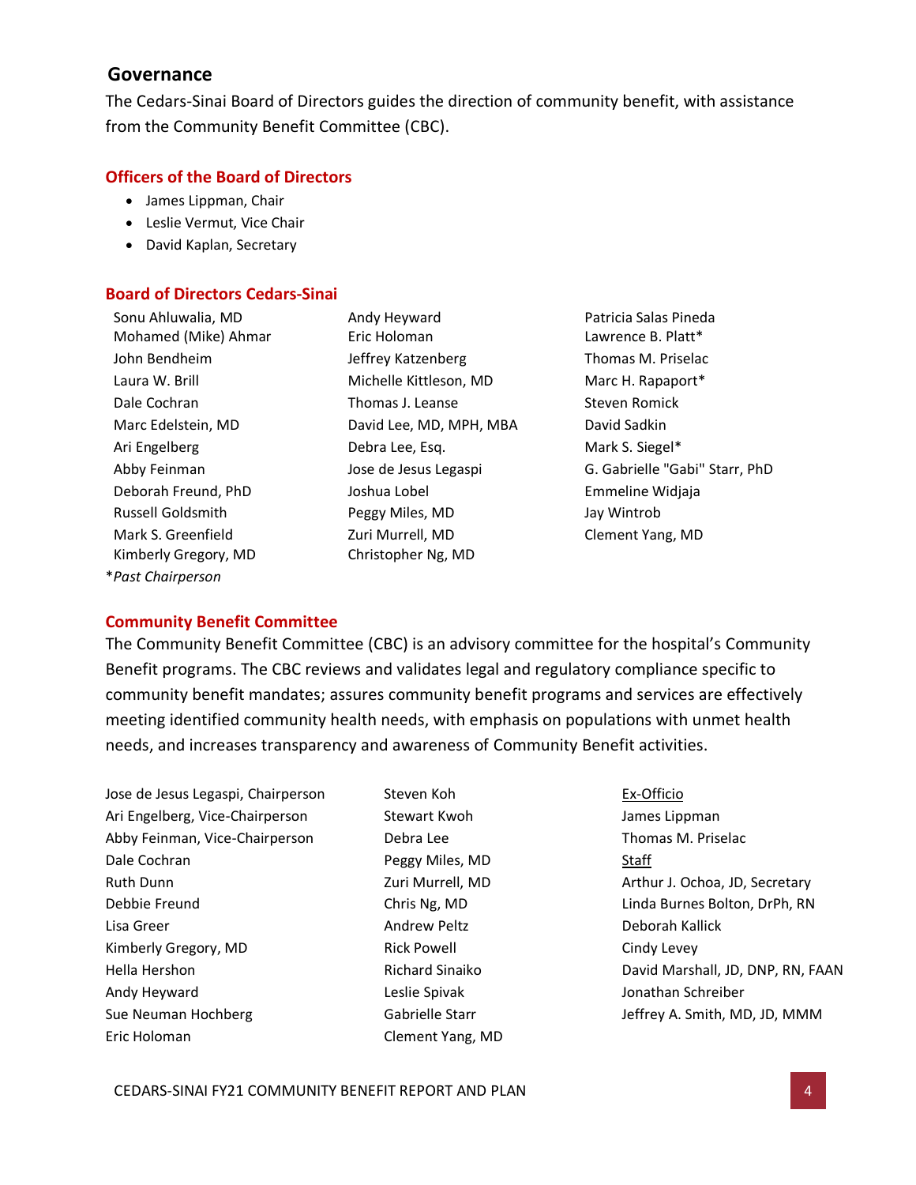## Governance

The Cedars-Sinai Board of Directors guides the direction of community benefit, with assistance from the Community Benefit Committee (CBC).

### Officers of the Board of Directors

- James Lippman, Chair
- Leslie Vermut, Vice Chair
- David Kaplan, Secretary

### Board of Directors Cedars-Sinai

Sonu Ahluwalia, MD
Mohamed (Mike) Ahmar
John Bendheim
Laura W. Brill
Dale Cochran
Marc Edelstein, MD
Ari Engelberg
Abby Feinman
Deborah Freund, PhD
Russell Goldsmith
Mark S. Greenfield
Kimberly Gregory, MD
Andy Heyward
Eric Holoman
Jeffrey Katzenberg
Michelle Kittleson, MD
Thomas J. Leanse
David Lee, MD, MPH, MBA
Debra Lee, Esq.
Jose de Jesus Legaspi
Joshua Lobel
Peggy Miles, MD
Zuri Murrell, MD
Christopher Ng, MD
Patricia Salas Pineda
Lawrence B. Platt*
Thomas M. Priselac
Marc H. Rapaport*
Steven Romick
David Sadkin
Mark S. Siegel*
G. Gabrielle "Gabi" Starr, PhD
Emmeline Widjaja
Jay Wintrob
Clement Yang, MD

**Past Chairperson* (marked with *)

### Community Benefit Committee

The Community Benefit Committee (CBC) is an advisory committee for the hospital's Community Benefit programs. The CBC reviews and validates legal and regulatory compliance specific to community benefit mandates; assures community benefit programs and services are effectively meeting identified community health needs, with emphasis on populations with unmet health needs, and increases transparency and awareness of Community Benefit activities.

Jose de Jesus Legaspi, Chairperson
Ari Engelberg, Vice-Chairperson
Abby Feinman, Vice-Chairperson
Dale Cochran
Ruth Dunn
Debbie Freund
Lisa Greer
Kimberly Gregory, MD
Hella Hershon
Andy Heyward
Sue Neuman Hochberg
Eric Holoman
Steven Koh
Stewart Kwoh
Debra Lee
Peggy Miles, MD
Zuri Murrell, MD
Chris Ng, MD
Andrew Peltz
Rick Powell
Richard Sinaiko
Leslie Spivak
Gabrielle Starr
Clement Yang, MD

Ex-Officio

James Lippman
Thomas M. Priselac

Staff

Arthur J. Ochoa, JD, Secretary
Linda Burnes Bolton, DrPh, RN
Deborah Kallick
Cindy Levey
David Marshall, JD, DNP, RN, FAAN
Jonathan Schreiber
Jeffrey A. Smith, MD, JD, MMM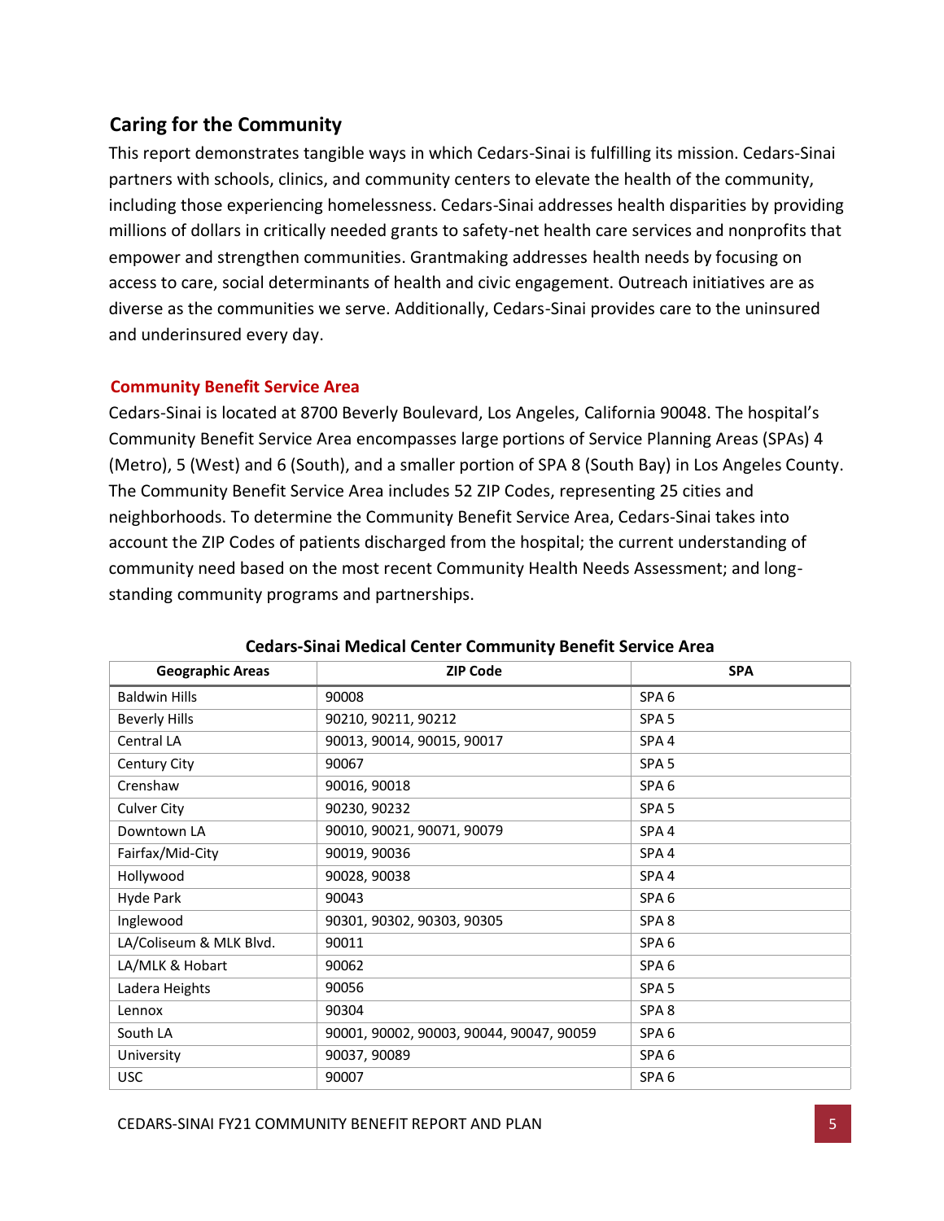## Caring for the Community

This report demonstrates tangible ways in which Cedars-Sinai is fulfilling its mission. Cedars-Sinai partners with schools, clinics, and community centers to elevate the health of the community, including those experiencing homelessness. Cedars-Sinai addresses health disparities by providing millions of dollars in critically needed grants to safety-net health care services and nonprofits that empower and strengthen communities. Grantmaking addresses health needs by focusing on access to care, social determinants of health and civic engagement. Outreach initiatives are as diverse as the communities we serve. Additionally, Cedars-Sinai provides care to the uninsured and underinsured every day.

### Community Benefit Service Area

Cedars-Sinai is located at 8700 Beverly Boulevard, Los Angeles, California 90048. The hospital's Community Benefit Service Area encompasses large portions of Service Planning Areas (SPAs) 4 (Metro), 5 (West) and 6 (South), and a smaller portion of SPA 8 (South Bay) in Los Angeles County. The Community Benefit Service Area includes 52 ZIP Codes, representing 25 cities and neighborhoods. To determine the Community Benefit Service Area, Cedars-Sinai takes into account the ZIP Codes of patients discharged from the hospital; the current understanding of community need based on the most recent Community Health Needs Assessment; and long-standing community programs and partnerships.

**Cedars-Sinai Medical Center Community Benefit Service Area**

| Geographic Areas | ZIP Code | SPA |
|---|---|---|
| Baldwin Hills | 90008 | SPA 6 |
| Beverly Hills | 90210, 90211, 90212 | SPA 5 |
| Central LA | 90013, 90014, 90015, 90017 | SPA 4 |
| Century City | 90067 | SPA 5 |
| Crenshaw | 90016, 90018 | SPA 6 |
| Culver City | 90230, 90232 | SPA 5 |
| Downtown LA | 90010, 90021, 90071, 90079 | SPA 4 |
| Fairfax/Mid-City | 90019, 90036 | SPA 4 |
| Hollywood | 90028, 90038 | SPA 4 |
| Hyde Park | 90043 | SPA 6 |
| Inglewood | 90301, 90302, 90303, 90305 | SPA 8 |
| LA/Coliseum & MLK Blvd. | 90011 | SPA 6 |
| LA/MLK & Hobart | 90062 | SPA 6 |
| Ladera Heights | 90056 | SPA 5 |
| Lennox | 90304 | SPA 8 |
| South LA | 90001, 90002, 90003, 90044, 90047, 90059 | SPA 6 |
| University | 90037, 90089 | SPA 6 |
| USC | 90007 | SPA 6 |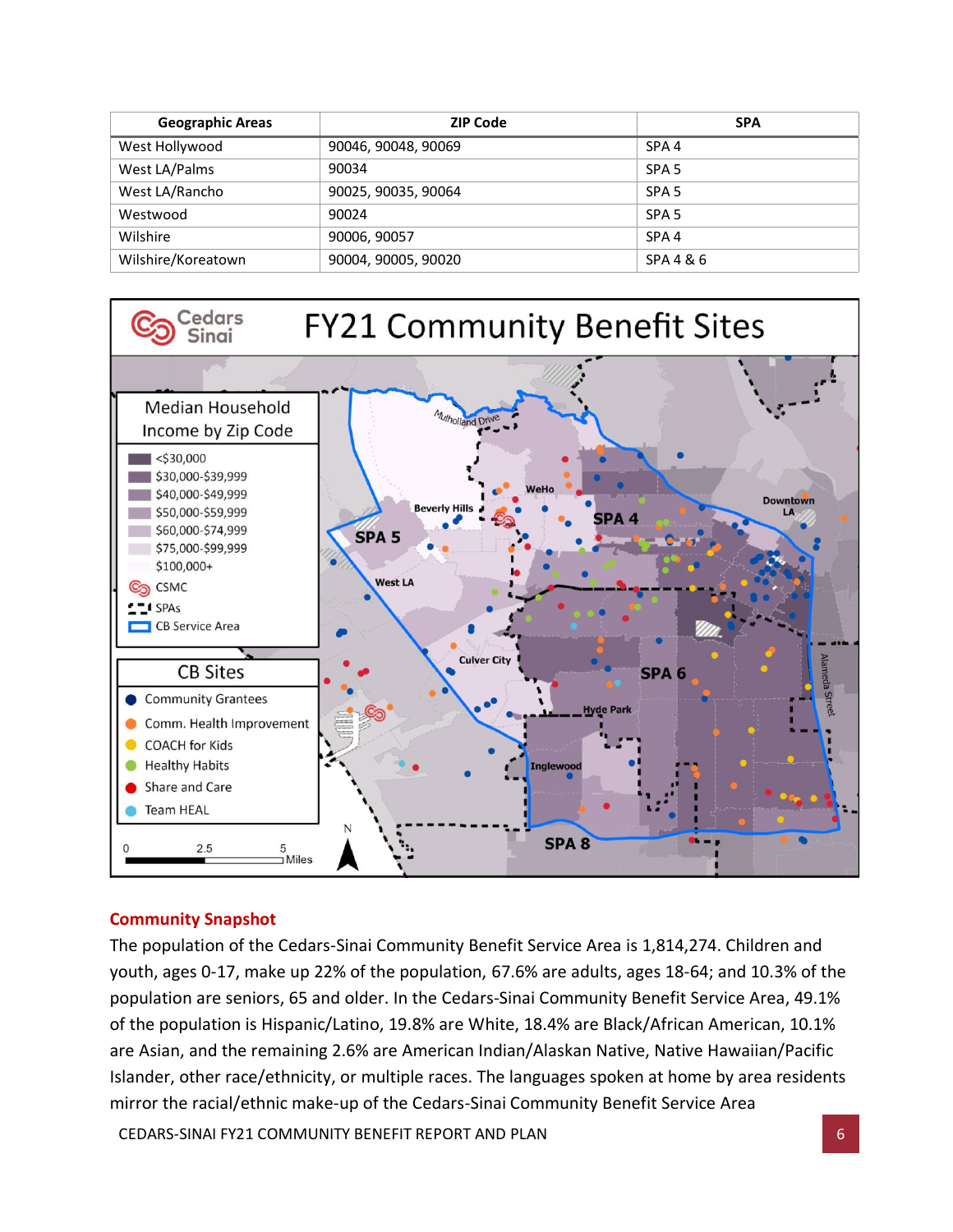| Geographic Areas | ZIP Code | SPA |
|---|---|---|
| West Hollywood | 90046, 90048, 90069 | SPA 4 |
| West LA/Palms | 90034 | SPA 5 |
| West LA/Rancho | 90025, 90035, 90064 | SPA 5 |
| Westwood | 90024 | SPA 5 |
| Wilshire | 90006, 90057 | SPA 4 |
| Wilshire/Koreatown | 90004, 90005, 90020 | SPA 4 & 6 |

## Community Snapshot

The population of the Cedars-Sinai Community Benefit Service Area is 1,814,274. Children and youth, ages 0-17, make up 22% of the population, 67.6% are adults, ages 18-64; and 10.3% of the population are seniors, 65 and older. In the Cedars-Sinai Community Benefit Service Area, 49.1% of the population is Hispanic/Latino, 19.8% are White, 18.4% are Black/African American, 10.1% are Asian, and the remaining 2.6% are American Indian/Alaskan Native, Native Hawaiian/Pacific Islander, other race/ethnicity, or multiple races. The languages spoken at home by area residents mirror the racial/ethnic make-up of the Cedars-Sinai Community Benefit Service Area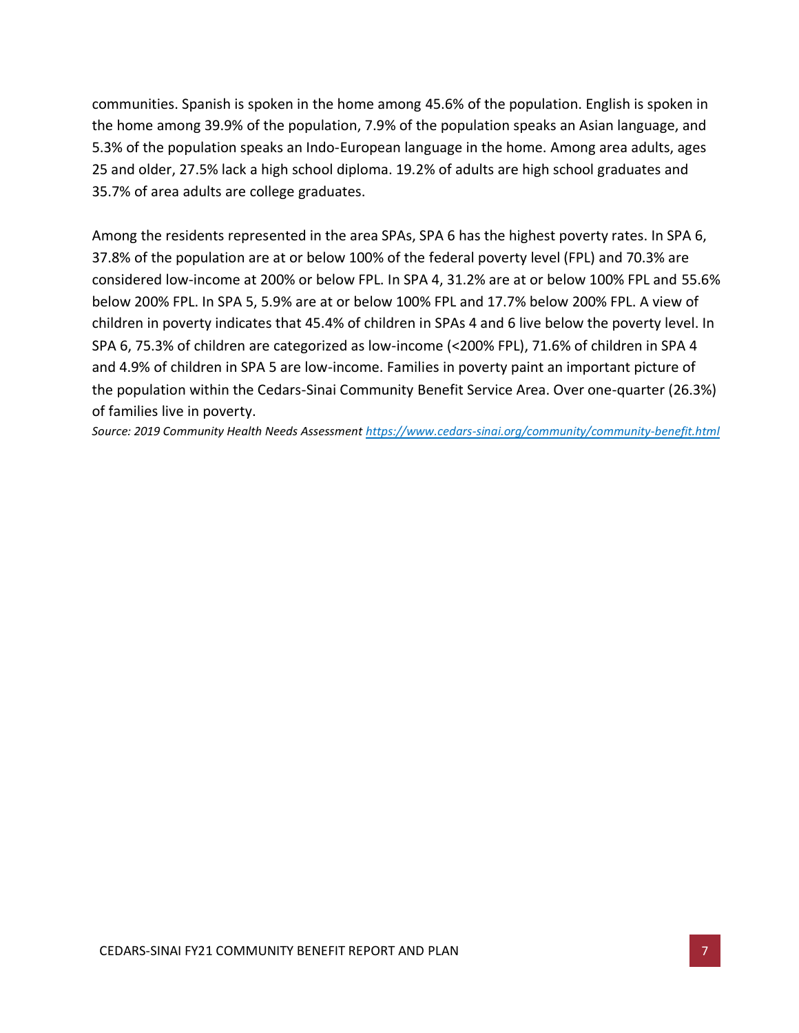communities. Spanish is spoken in the home among 45.6% of the population. English is spoken in the home among 39.9% of the population, 7.9% of the population speaks an Asian language, and 5.3% of the population speaks an Indo-European language in the home. Among area adults, ages 25 and older, 27.5% lack a high school diploma. 19.2% of adults are high school graduates and 35.7% of area adults are college graduates.

Among the residents represented in the area SPAs, SPA 6 has the highest poverty rates. In SPA 6, 37.8% of the population are at or below 100% of the federal poverty level (FPL) and 70.3% are considered low-income at 200% or below FPL. In SPA 4, 31.2% are at or below 100% FPL and 55.6% below 200% FPL. In SPA 5, 5.9% are at or below 100% FPL and 17.7% below 200% FPL. A view of children in poverty indicates that 45.4% of children in SPAs 4 and 6 live below the poverty level. In SPA 6, 75.3% of children are categorized as low-income (<200% FPL), 71.6% of children in SPA 4 and 4.9% of children in SPA 5 are low-income. Families in poverty paint an important picture of the population within the Cedars-Sinai Community Benefit Service Area. Over one-quarter (26.3%) of families live in poverty.

*Source: 2019 Community Health Needs Assessment [https://www.cedars-sinai.org/community/community-benefit.html](https://www.cedars-sinai.org/community/community-benefit.html)*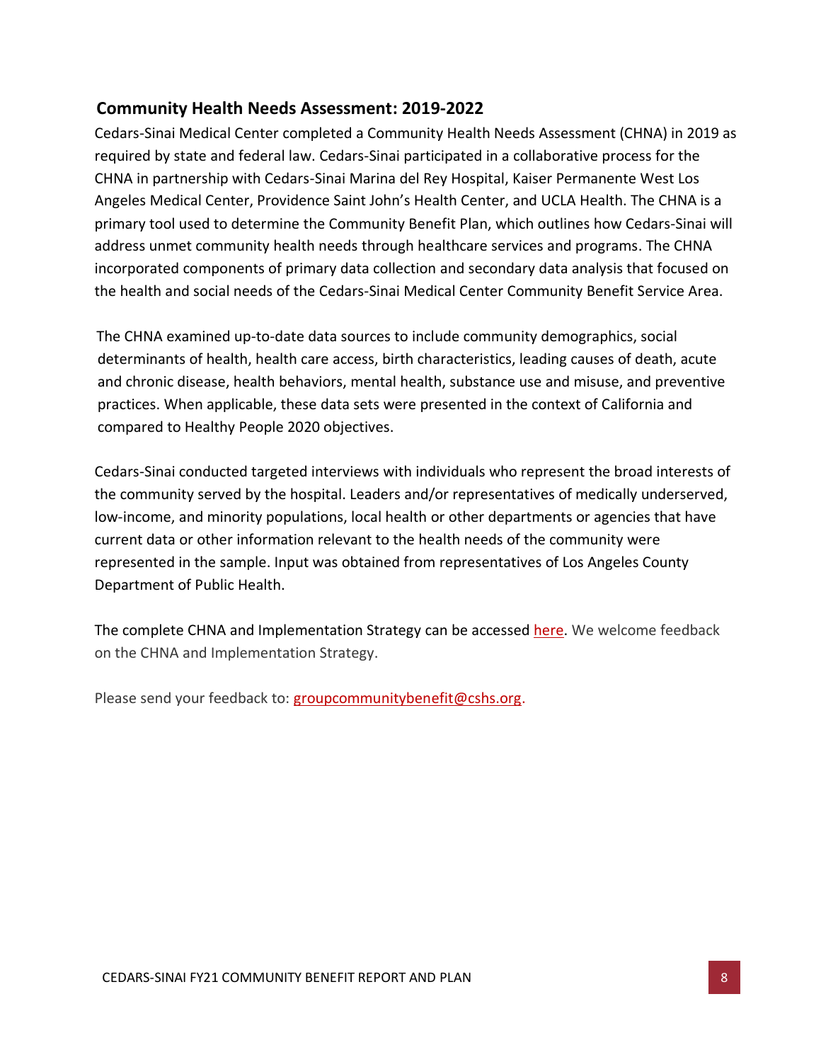## Community Health Needs Assessment: 2019-2022

Cedars-Sinai Medical Center completed a Community Health Needs Assessment (CHNA) in 2019 as required by state and federal law. Cedars-Sinai participated in a collaborative process for the CHNA in partnership with Cedars-Sinai Marina del Rey Hospital, Kaiser Permanente West Los Angeles Medical Center, Providence Saint John's Health Center, and UCLA Health. The CHNA is a primary tool used to determine the Community Benefit Plan, which outlines how Cedars-Sinai will address unmet community health needs through healthcare services and programs. The CHNA incorporated components of primary data collection and secondary data analysis that focused on the health and social needs of the Cedars-Sinai Medical Center Community Benefit Service Area.

The CHNA examined up-to-date data sources to include community demographics, social determinants of health, health care access, birth characteristics, leading causes of death, acute and chronic disease, health behaviors, mental health, substance use and misuse, and preventive practices. When applicable, these data sets were presented in the context of California and compared to Healthy People 2020 objectives.

Cedars-Sinai conducted targeted interviews with individuals who represent the broad interests of the community served by the hospital. Leaders and/or representatives of medically underserved, low-income, and minority populations, local health or other departments or agencies that have current data or other information relevant to the health needs of the community were represented in the sample. Input was obtained from representatives of Los Angeles County Department of Public Health.

The complete CHNA and Implementation Strategy can be accessed here. We welcome feedback on the CHNA and Implementation Strategy.

Please send your feedback to: groupcommunitybenefit@cshs.org.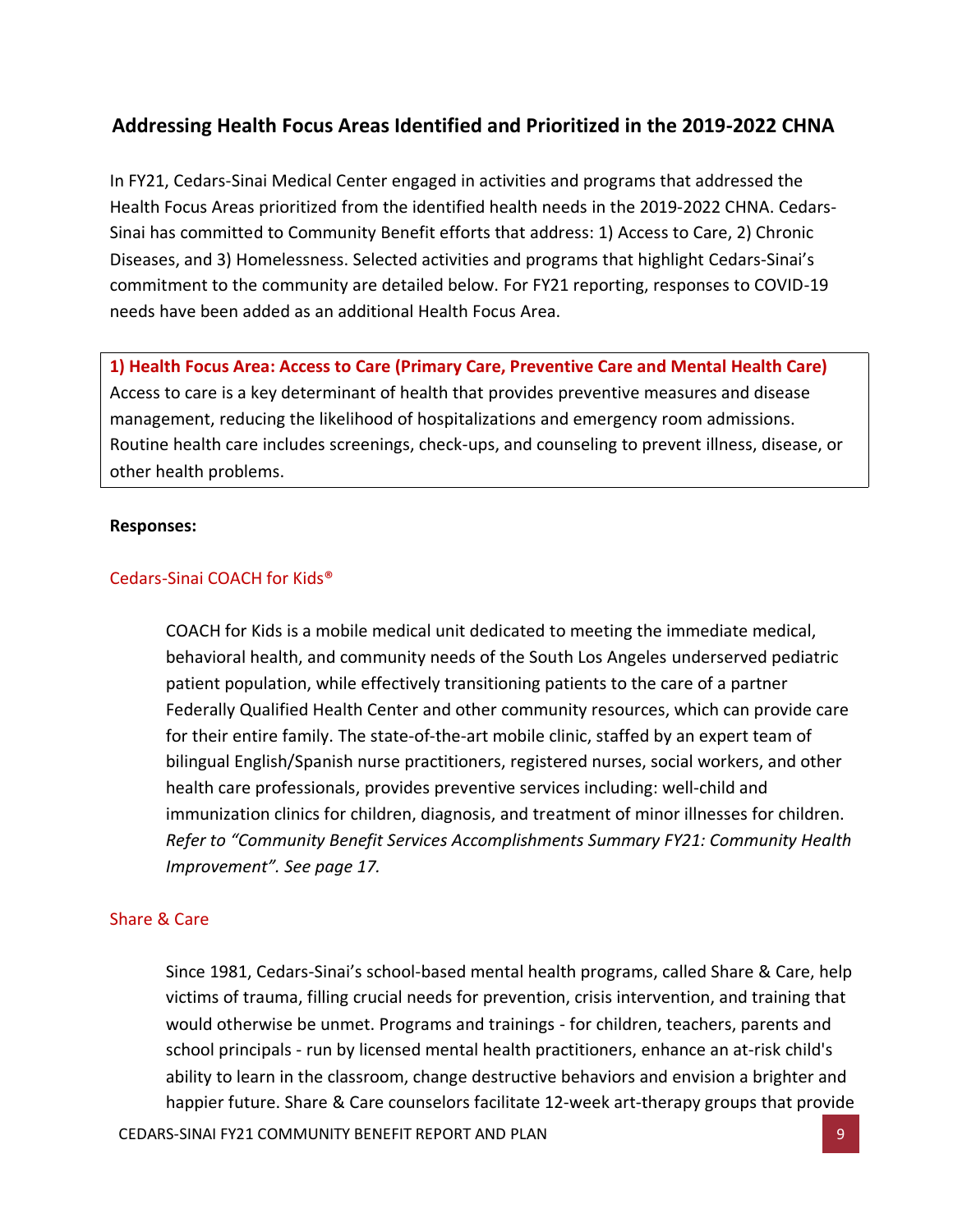## Addressing Health Focus Areas Identified and Prioritized in the 2019-2022 CHNA

In FY21, Cedars-Sinai Medical Center engaged in activities and programs that addressed the Health Focus Areas prioritized from the identified health needs in the 2019-2022 CHNA. Cedars-Sinai has committed to Community Benefit efforts that address: 1) Access to Care, 2) Chronic Diseases, and 3) Homelessness. Selected activities and programs that highlight Cedars-Sinai's commitment to the community are detailed below. For FY21 reporting, responses to COVID-19 needs have been added as an additional Health Focus Area.

**1) Health Focus Area: Access to Care (Primary Care, Preventive Care and Mental Health Care)**
Access to care is a key determinant of health that provides preventive measures and disease management, reducing the likelihood of hospitalizations and emergency room admissions. Routine health care includes screenings, check-ups, and counseling to prevent illness, disease, or other health problems.

**Responses:**

### Cedars-Sinai COACH for Kids®

COACH for Kids is a mobile medical unit dedicated to meeting the immediate medical, behavioral health, and community needs of the South Los Angeles underserved pediatric patient population, while effectively transitioning patients to the care of a partner Federally Qualified Health Center and other community resources, which can provide care for their entire family. The state-of-the-art mobile clinic, staffed by an expert team of bilingual English/Spanish nurse practitioners, registered nurses, social workers, and other health care professionals, provides preventive services including: well-child and immunization clinics for children, diagnosis, and treatment of minor illnesses for children. *Refer to "Community Benefit Services Accomplishments Summary FY21: Community Health Improvement". See page 17.*

### Share & Care

Since 1981, Cedars-Sinai's school-based mental health programs, called Share & Care, help victims of trauma, filling crucial needs for prevention, crisis intervention, and training that would otherwise be unmet. Programs and trainings - for children, teachers, parents and school principals - run by licensed mental health practitioners, enhance an at-risk child's ability to learn in the classroom, change destructive behaviors and envision a brighter and happier future. Share & Care counselors facilitate 12-week art-therapy groups that provide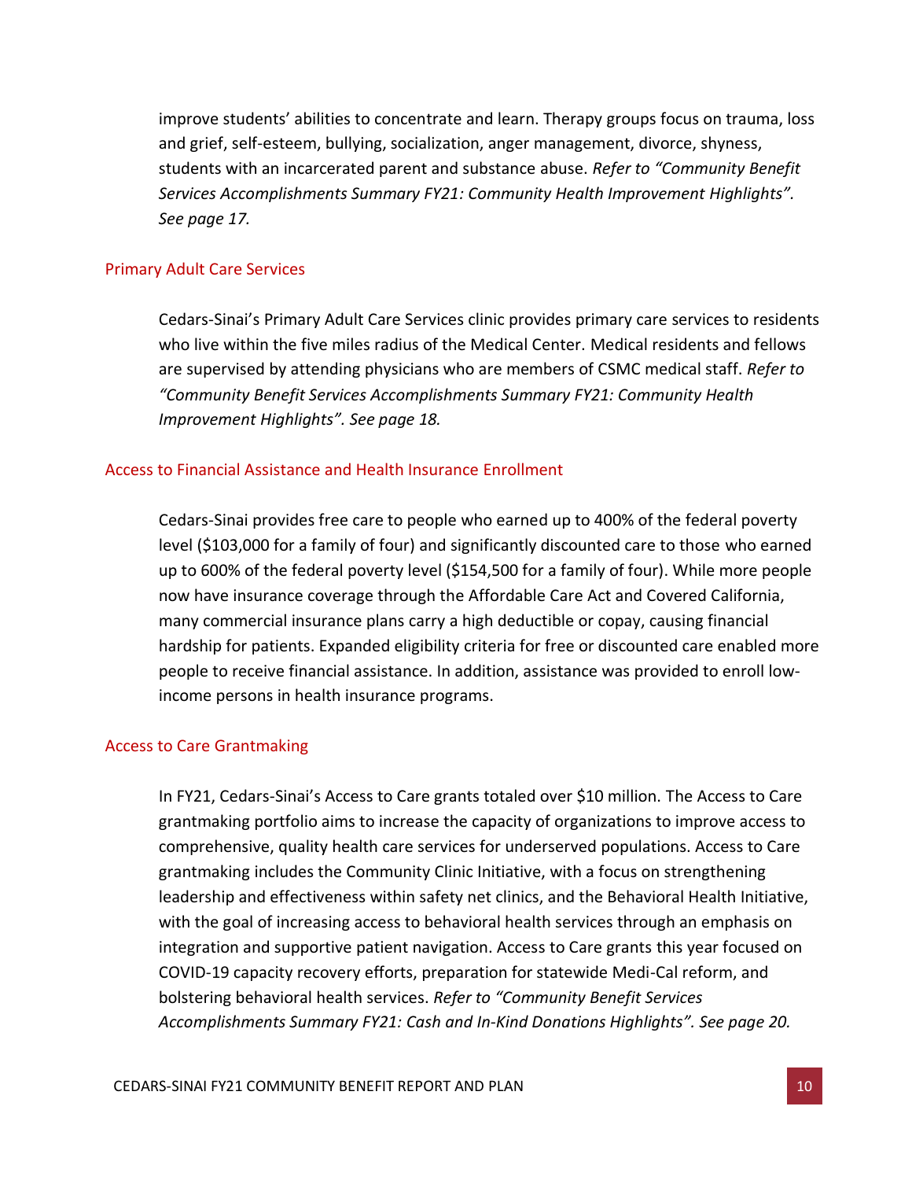improve students' abilities to concentrate and learn. Therapy groups focus on trauma, loss and grief, self-esteem, bullying, socialization, anger management, divorce, shyness, students with an incarcerated parent and substance abuse. *Refer to "Community Benefit Services Accomplishments Summary FY21: Community Health Improvement Highlights". See page 17.*

### Primary Adult Care Services

Cedars-Sinai's Primary Adult Care Services clinic provides primary care services to residents who live within the five miles radius of the Medical Center. Medical residents and fellows are supervised by attending physicians who are members of CSMC medical staff. *Refer to "Community Benefit Services Accomplishments Summary FY21: Community Health Improvement Highlights". See page 18.*

### Access to Financial Assistance and Health Insurance Enrollment

Cedars-Sinai provides free care to people who earned up to 400% of the federal poverty level ($103,000 for a family of four) and significantly discounted care to those who earned up to 600% of the federal poverty level ($154,500 for a family of four). While more people now have insurance coverage through the Affordable Care Act and Covered California, many commercial insurance plans carry a high deductible or copay, causing financial hardship for patients. Expanded eligibility criteria for free or discounted care enabled more people to receive financial assistance. In addition, assistance was provided to enroll low-income persons in health insurance programs.

### Access to Care Grantmaking

In FY21, Cedars-Sinai's Access to Care grants totaled over $10 million. The Access to Care grantmaking portfolio aims to increase the capacity of organizations to improve access to comprehensive, quality health care services for underserved populations. Access to Care grantmaking includes the Community Clinic Initiative, with a focus on strengthening leadership and effectiveness within safety net clinics, and the Behavioral Health Initiative, with the goal of increasing access to behavioral health services through an emphasis on integration and supportive patient navigation. Access to Care grants this year focused on COVID-19 capacity recovery efforts, preparation for statewide Medi-Cal reform, and bolstering behavioral health services. *Refer to "Community Benefit Services Accomplishments Summary FY21: Cash and In-Kind Donations Highlights". See page 20.*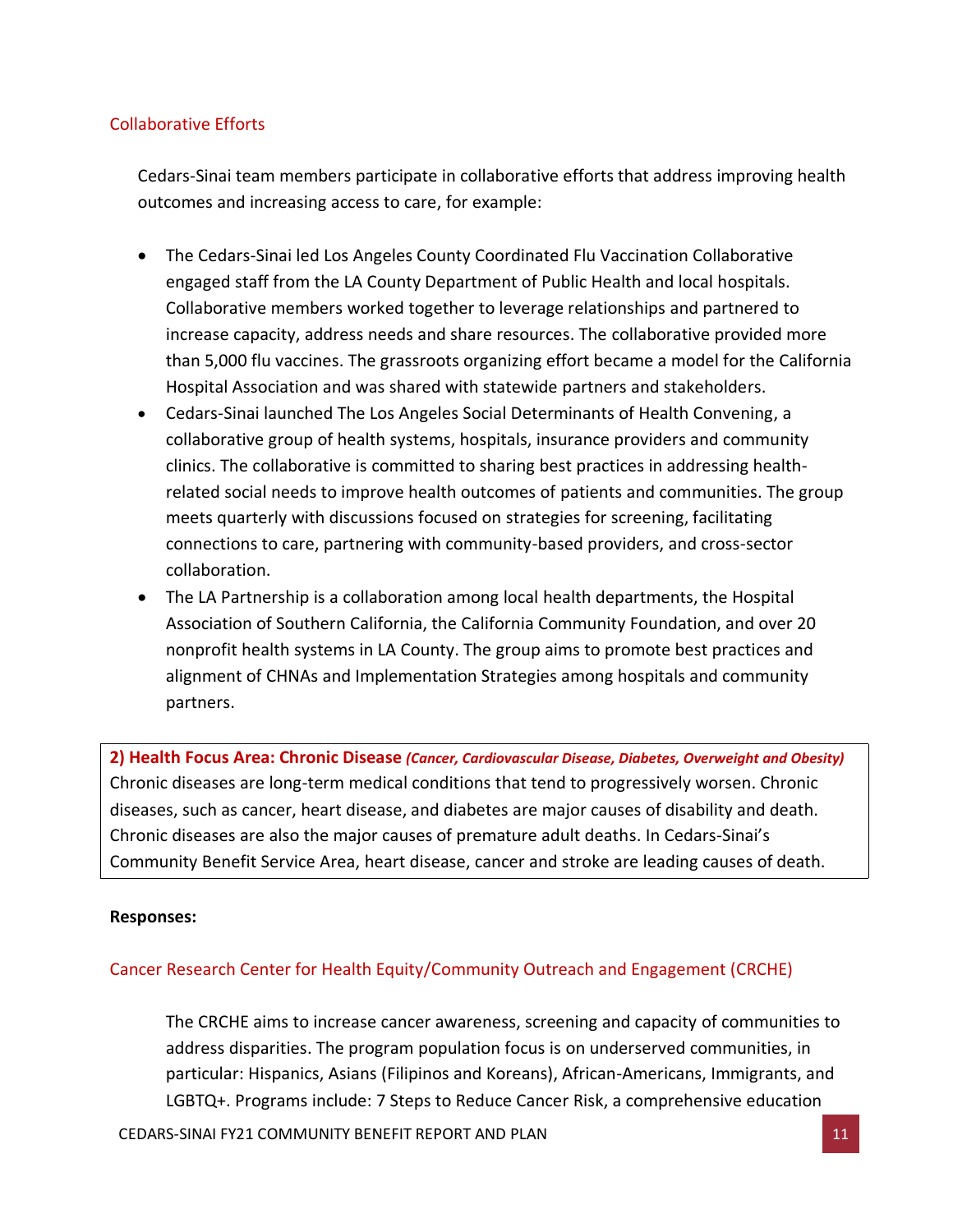### Collaborative Efforts

Cedars-Sinai team members participate in collaborative efforts that address improving health outcomes and increasing access to care, for example:

- The Cedars-Sinai led Los Angeles County Coordinated Flu Vaccination Collaborative engaged staff from the LA County Department of Public Health and local hospitals. Collaborative members worked together to leverage relationships and partnered to increase capacity, address needs and share resources. The collaborative provided more than 5,000 flu vaccines. The grassroots organizing effort became a model for the California Hospital Association and was shared with statewide partners and stakeholders.
- Cedars-Sinai launched The Los Angeles Social Determinants of Health Convening, a collaborative group of health systems, hospitals, insurance providers and community clinics. The collaborative is committed to sharing best practices in addressing health-related social needs to improve health outcomes of patients and communities. The group meets quarterly with discussions focused on strategies for screening, facilitating connections to care, partnering with community-based providers, and cross-sector collaboration.
- The LA Partnership is a collaboration among local health departments, the Hospital Association of Southern California, the California Community Foundation, and over 20 nonprofit health systems in LA County. The group aims to promote best practices and alignment of CHNAs and Implementation Strategies among hospitals and community partners.

## 2) Health Focus Area: Chronic Disease *(Cancer, Cardiovascular Disease, Diabetes, Overweight and Obesity)*

Chronic diseases are long-term medical conditions that tend to progressively worsen. Chronic diseases, such as cancer, heart disease, and diabetes are major causes of disability and death. Chronic diseases are also the major causes of premature adult deaths. In Cedars-Sinai's Community Benefit Service Area, heart disease, cancer and stroke are leading causes of death.

**Responses:**

### Cancer Research Center for Health Equity/Community Outreach and Engagement (CRCHE)

The CRCHE aims to increase cancer awareness, screening and capacity of communities to address disparities. The program population focus is on underserved communities, in particular: Hispanics, Asians (Filipinos and Koreans), African-Americans, Immigrants, and LGBTQ+. Programs include: 7 Steps to Reduce Cancer Risk, a comprehensive education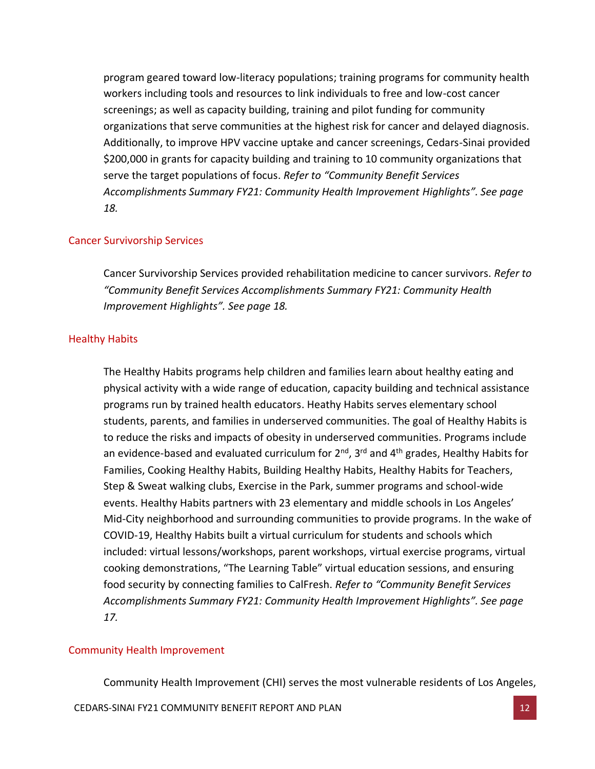program geared toward low-literacy populations; training programs for community health workers including tools and resources to link individuals to free and low-cost cancer screenings; as well as capacity building, training and pilot funding for community organizations that serve communities at the highest risk for cancer and delayed diagnosis. Additionally, to improve HPV vaccine uptake and cancer screenings, Cedars-Sinai provided $200,000 in grants for capacity building and training to 10 community organizations that serve the target populations of focus. *Refer to "Community Benefit Services Accomplishments Summary FY21: Community Health Improvement Highlights". See page 18.*

### Cancer Survivorship Services

Cancer Survivorship Services provided rehabilitation medicine to cancer survivors. *Refer to "Community Benefit Services Accomplishments Summary FY21: Community Health Improvement Highlights". See page 18.*

### Healthy Habits

The Healthy Habits programs help children and families learn about healthy eating and physical activity with a wide range of education, capacity building and technical assistance programs run by trained health educators. Heathy Habits serves elementary school students, parents, and families in underserved communities. The goal of Healthy Habits is to reduce the risks and impacts of obesity in underserved communities. Programs include an evidence-based and evaluated curriculum for 2nd, 3rd and 4th grades, Healthy Habits for Families, Cooking Healthy Habits, Building Healthy Habits, Healthy Habits for Teachers, Step & Sweat walking clubs, Exercise in the Park, summer programs and school-wide events. Healthy Habits partners with 23 elementary and middle schools in Los Angeles' Mid-City neighborhood and surrounding communities to provide programs. In the wake of COVID-19, Healthy Habits built a virtual curriculum for students and schools which included: virtual lessons/workshops, parent workshops, virtual exercise programs, virtual cooking demonstrations, "The Learning Table" virtual education sessions, and ensuring food security by connecting families to CalFresh. *Refer to "Community Benefit Services Accomplishments Summary FY21: Community Health Improvement Highlights". See page 17.*

### Community Health Improvement

Community Health Improvement (CHI) serves the most vulnerable residents of Los Angeles,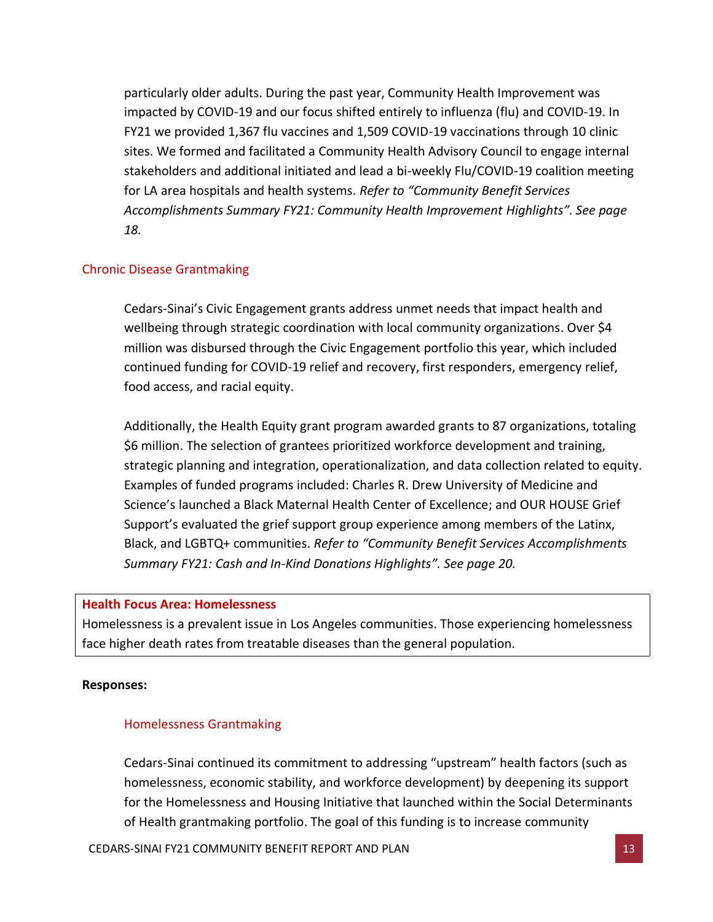particularly older adults. During the past year, Community Health Improvement was impacted by COVID-19 and our focus shifted entirely to influenza (flu) and COVID-19. In FY21 we provided 1,367 flu vaccines and 1,509 COVID-19 vaccinations through 10 clinic sites. We formed and facilitated a Community Health Advisory Council to engage internal stakeholders and additional initiated and lead a bi-weekly Flu/COVID-19 coalition meeting for LA area hospitals and health systems. *Refer to "Community Benefit Services Accomplishments Summary FY21: Community Health Improvement Highlights". See page 18.*

### Chronic Disease Grantmaking

Cedars-Sinai's Civic Engagement grants address unmet needs that impact health and wellbeing through strategic coordination with local community organizations. Over $4 million was disbursed through the Civic Engagement portfolio this year, which included continued funding for COVID-19 relief and recovery, first responders, emergency relief, food access, and racial equity.

Additionally, the Health Equity grant program awarded grants to 87 organizations, totaling $6 million. The selection of grantees prioritized workforce development and training, strategic planning and integration, operationalization, and data collection related to equity. Examples of funded programs included: Charles R. Drew University of Medicine and Science's launched a Black Maternal Health Center of Excellence; and OUR HOUSE Grief Support's evaluated the grief support group experience among members of the Latinx, Black, and LGBTQ+ communities. *Refer to "Community Benefit Services Accomplishments Summary FY21: Cash and In-Kind Donations Highlights". See page 20.*

**Health Focus Area: Homelessness**
Homelessness is a prevalent issue in Los Angeles communities. Those experiencing homelessness face higher death rates from treatable diseases than the general population.

**Responses:**

### Homelessness Grantmaking

Cedars-Sinai continued its commitment to addressing "upstream" health factors (such as homelessness, economic stability, and workforce development) by deepening its support for the Homelessness and Housing Initiative that launched within the Social Determinants of Health grantmaking portfolio. The goal of this funding is to increase community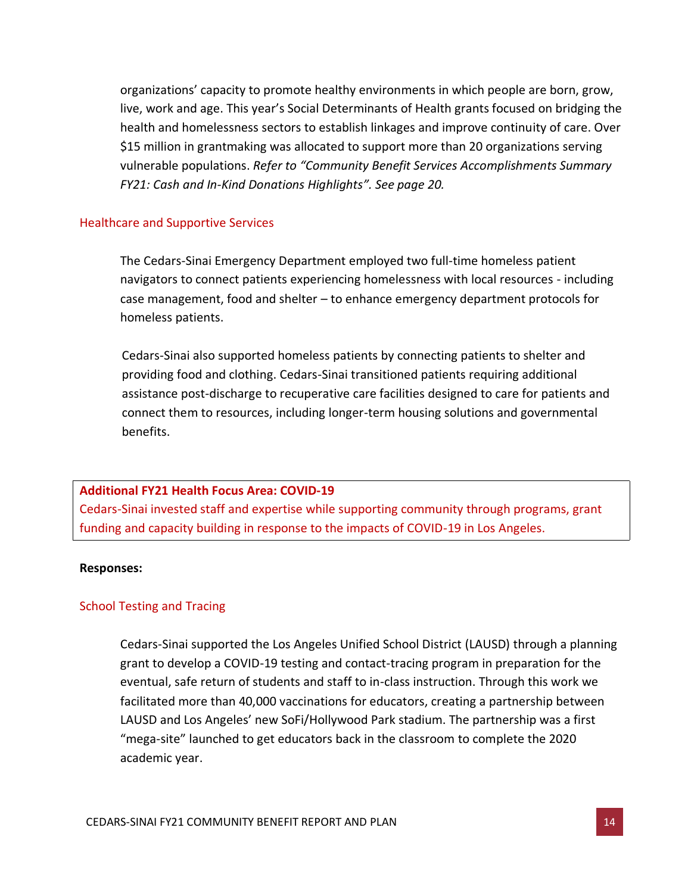organizations' capacity to promote healthy environments in which people are born, grow, live, work and age. This year's Social Determinants of Health grants focused on bridging the health and homelessness sectors to establish linkages and improve continuity of care. Over $15 million in grantmaking was allocated to support more than 20 organizations serving vulnerable populations. *Refer to "Community Benefit Services Accomplishments Summary FY21: Cash and In-Kind Donations Highlights". See page 20.*

### Healthcare and Supportive Services

The Cedars-Sinai Emergency Department employed two full-time homeless patient navigators to connect patients experiencing homelessness with local resources - including case management, food and shelter – to enhance emergency department protocols for homeless patients.

Cedars-Sinai also supported homeless patients by connecting patients to shelter and providing food and clothing. Cedars-Sinai transitioned patients requiring additional assistance post-discharge to recuperative care facilities designed to care for patients and connect them to resources, including longer-term housing solutions and governmental benefits.

## Additional FY21 Health Focus Area: COVID-19

Cedars-Sinai invested staff and expertise while supporting community through programs, grant funding and capacity building in response to the impacts of COVID-19 in Los Angeles.

**Responses:**

### School Testing and Tracing

Cedars-Sinai supported the Los Angeles Unified School District (LAUSD) through a planning grant to develop a COVID-19 testing and contact-tracing program in preparation for the eventual, safe return of students and staff to in-class instruction. Through this work we facilitated more than 40,000 vaccinations for educators, creating a partnership between LAUSD and Los Angeles' new SoFi/Hollywood Park stadium. The partnership was a first "mega-site" launched to get educators back in the classroom to complete the 2020 academic year.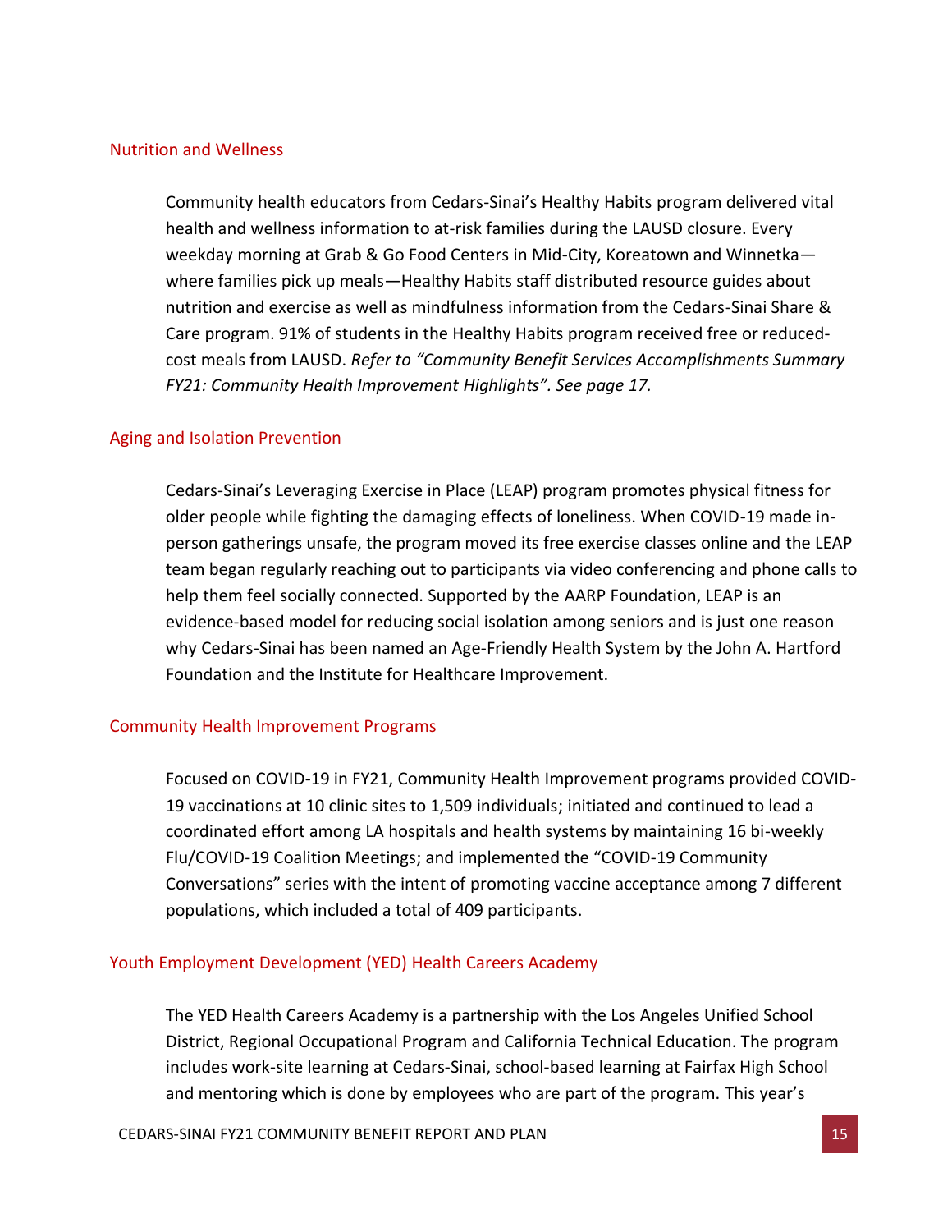### Nutrition and Wellness

Community health educators from Cedars-Sinai's Healthy Habits program delivered vital health and wellness information to at-risk families during the LAUSD closure. Every weekday morning at Grab & Go Food Centers in Mid-City, Koreatown and Winnetka—where families pick up meals—Healthy Habits staff distributed resource guides about nutrition and exercise as well as mindfulness information from the Cedars-Sinai Share & Care program. 91% of students in the Healthy Habits program received free or reduced-cost meals from LAUSD. *Refer to "Community Benefit Services Accomplishments Summary FY21: Community Health Improvement Highlights". See page 17.*

### Aging and Isolation Prevention

Cedars-Sinai's Leveraging Exercise in Place (LEAP) program promotes physical fitness for older people while fighting the damaging effects of loneliness. When COVID-19 made in-person gatherings unsafe, the program moved its free exercise classes online and the LEAP team began regularly reaching out to participants via video conferencing and phone calls to help them feel socially connected. Supported by the AARP Foundation, LEAP is an evidence-based model for reducing social isolation among seniors and is just one reason why Cedars-Sinai has been named an Age-Friendly Health System by the John A. Hartford Foundation and the Institute for Healthcare Improvement.

### Community Health Improvement Programs

Focused on COVID-19 in FY21, Community Health Improvement programs provided COVID-19 vaccinations at 10 clinic sites to 1,509 individuals; initiated and continued to lead a coordinated effort among LA hospitals and health systems by maintaining 16 bi-weekly Flu/COVID-19 Coalition Meetings; and implemented the "COVID-19 Community Conversations" series with the intent of promoting vaccine acceptance among 7 different populations, which included a total of 409 participants.

### Youth Employment Development (YED) Health Careers Academy

The YED Health Careers Academy is a partnership with the Los Angeles Unified School District, Regional Occupational Program and California Technical Education. The program includes work-site learning at Cedars-Sinai, school-based learning at Fairfax High School and mentoring which is done by employees who are part of the program. This year's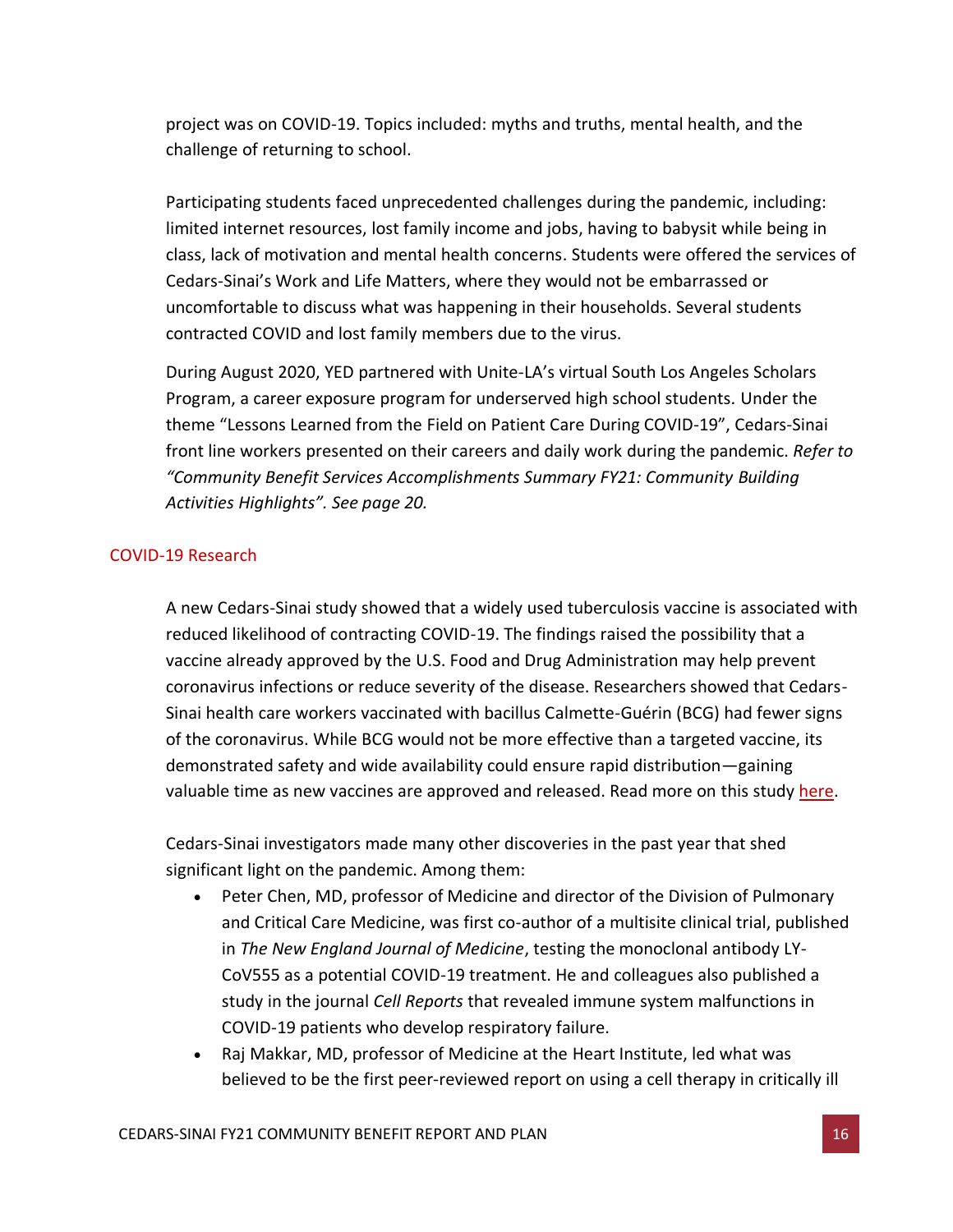project was on COVID-19. Topics included: myths and truths, mental health, and the challenge of returning to school.

Participating students faced unprecedented challenges during the pandemic, including: limited internet resources, lost family income and jobs, having to babysit while being in class, lack of motivation and mental health concerns. Students were offered the services of Cedars-Sinai's Work and Life Matters, where they would not be embarrassed or uncomfortable to discuss what was happening in their households. Several students contracted COVID and lost family members due to the virus.

During August 2020, YED partnered with Unite-LA's virtual South Los Angeles Scholars Program, a career exposure program for underserved high school students. Under the theme "Lessons Learned from the Field on Patient Care During COVID-19", Cedars-Sinai front line workers presented on their careers and daily work during the pandemic. *Refer to "Community Benefit Services Accomplishments Summary FY21: Community Building Activities Highlights". See page 20.*

## COVID-19 Research

A new Cedars-Sinai study showed that a widely used tuberculosis vaccine is associated with reduced likelihood of contracting COVID-19. The findings raised the possibility that a vaccine already approved by the U.S. Food and Drug Administration may help prevent coronavirus infections or reduce severity of the disease. Researchers showed that Cedars-Sinai health care workers vaccinated with bacillus Calmette-Guérin (BCG) had fewer signs of the coronavirus. While BCG would not be more effective than a targeted vaccine, its demonstrated safety and wide availability could ensure rapid distribution—gaining valuable time as new vaccines are approved and released. Read more on this study here.

Cedars-Sinai investigators made many other discoveries in the past year that shed significant light on the pandemic. Among them:

- Peter Chen, MD, professor of Medicine and director of the Division of Pulmonary and Critical Care Medicine, was first co-author of a multisite clinical trial, published in *The New England Journal of Medicine*, testing the monoclonal antibody LY-CoV555 as a potential COVID-19 treatment. He and colleagues also published a study in the journal *Cell Reports* that revealed immune system malfunctions in COVID-19 patients who develop respiratory failure.
- Raj Makkar, MD, professor of Medicine at the Heart Institute, led what was believed to be the first peer-reviewed report on using a cell therapy in critically ill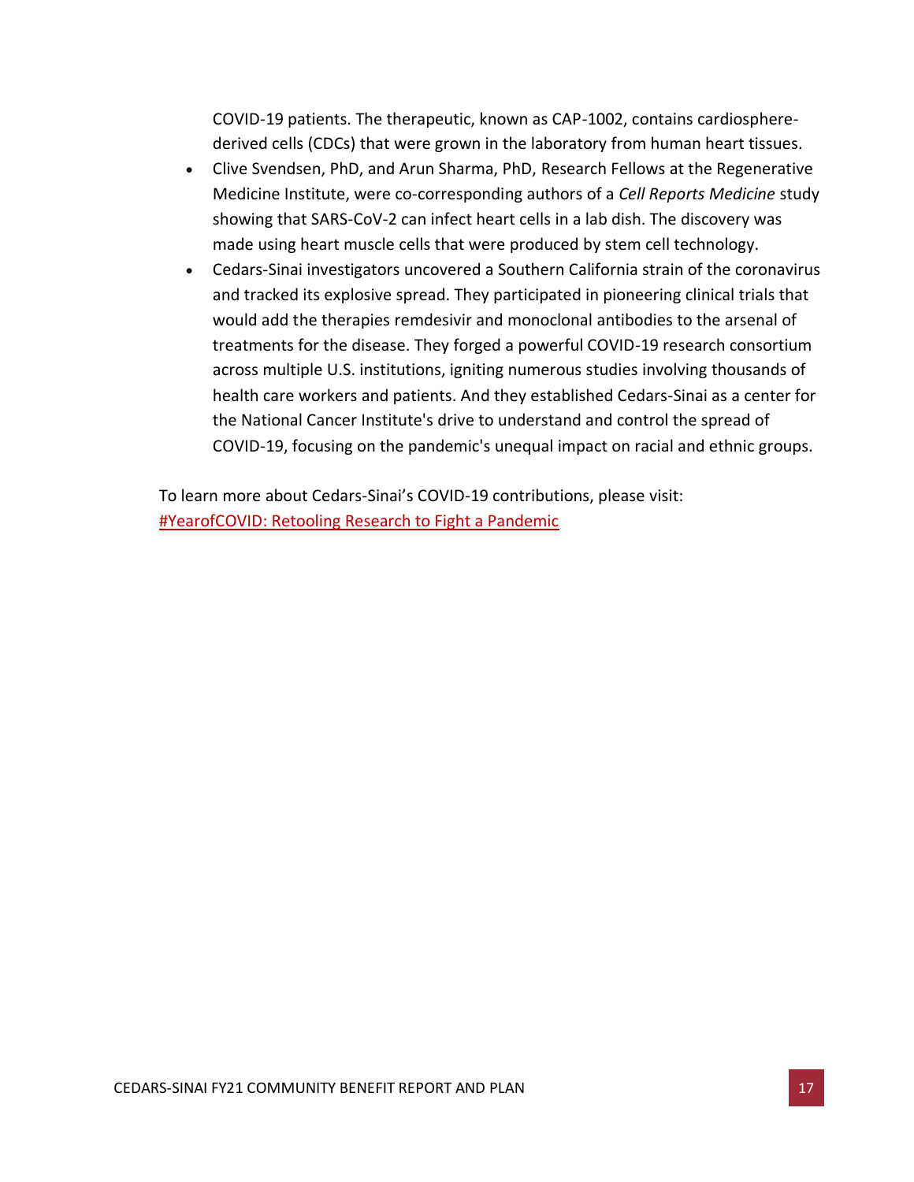COVID-19 patients. The therapeutic, known as CAP-1002, contains cardiosphere-derived cells (CDCs) that were grown in the laboratory from human heart tissues.

- Clive Svendsen, PhD, and Arun Sharma, PhD, Research Fellows at the Regenerative Medicine Institute, were co-corresponding authors of a *Cell Reports Medicine* study showing that SARS-CoV-2 can infect heart cells in a lab dish. The discovery was made using heart muscle cells that were produced by stem cell technology.
- Cedars-Sinai investigators uncovered a Southern California strain of the coronavirus and tracked its explosive spread. They participated in pioneering clinical trials that would add the therapies remdesivir and monoclonal antibodies to the arsenal of treatments for the disease. They forged a powerful COVID-19 research consortium across multiple U.S. institutions, igniting numerous studies involving thousands of health care workers and patients. And they established Cedars-Sinai as a center for the National Cancer Institute's drive to understand and control the spread of COVID-19, focusing on the pandemic's unequal impact on racial and ethnic groups.

To learn more about Cedars-Sinai's COVID-19 contributions, please visit:
#YearofCOVID: Retooling Research to Fight a Pandemic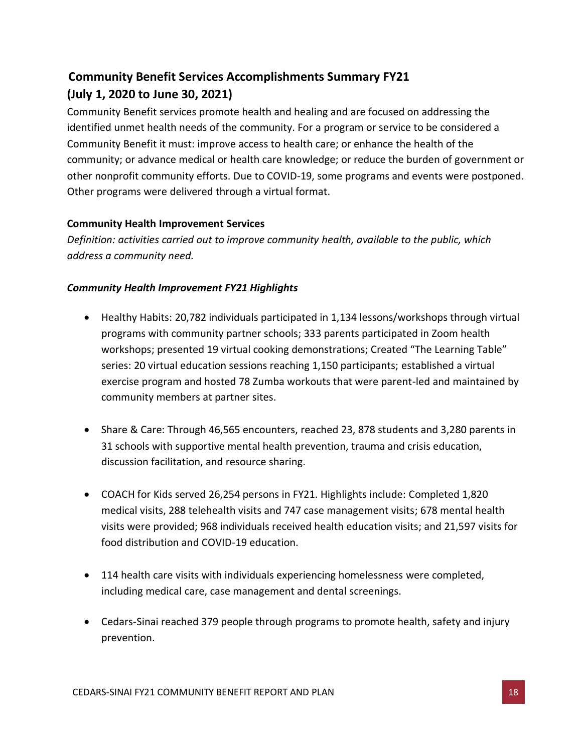## Community Benefit Services Accomplishments Summary FY21 (July 1, 2020 to June 30, 2021)

Community Benefit services promote health and healing and are focused on addressing the identified unmet health needs of the community. For a program or service to be considered a Community Benefit it must: improve access to health care; or enhance the health of the community; or advance medical or health care knowledge; or reduce the burden of government or other nonprofit community efforts. Due to COVID-19, some programs and events were postponed. Other programs were delivered through a virtual format.

**Community Health Improvement Services**

*Definition: activities carried out to improve community health, available to the public, which address a community need.*

***Community Health Improvement FY21 Highlights***

- Healthy Habits: 20,782 individuals participated in 1,134 lessons/workshops through virtual programs with community partner schools; 333 parents participated in Zoom health workshops; presented 19 virtual cooking demonstrations; Created "The Learning Table" series: 20 virtual education sessions reaching 1,150 participants; established a virtual exercise program and hosted 78 Zumba workouts that were parent-led and maintained by community members at partner sites.

- Share & Care: Through 46,565 encounters, reached 23, 878 students and 3,280 parents in 31 schools with supportive mental health prevention, trauma and crisis education, discussion facilitation, and resource sharing.

- COACH for Kids served 26,254 persons in FY21. Highlights include: Completed 1,820 medical visits, 288 telehealth visits and 747 case management visits; 678 mental health visits were provided; 968 individuals received health education visits; and 21,597 visits for food distribution and COVID-19 education.

- 114 health care visits with individuals experiencing homelessness were completed, including medical care, case management and dental screenings.

- Cedars-Sinai reached 379 people through programs to promote health, safety and injury prevention.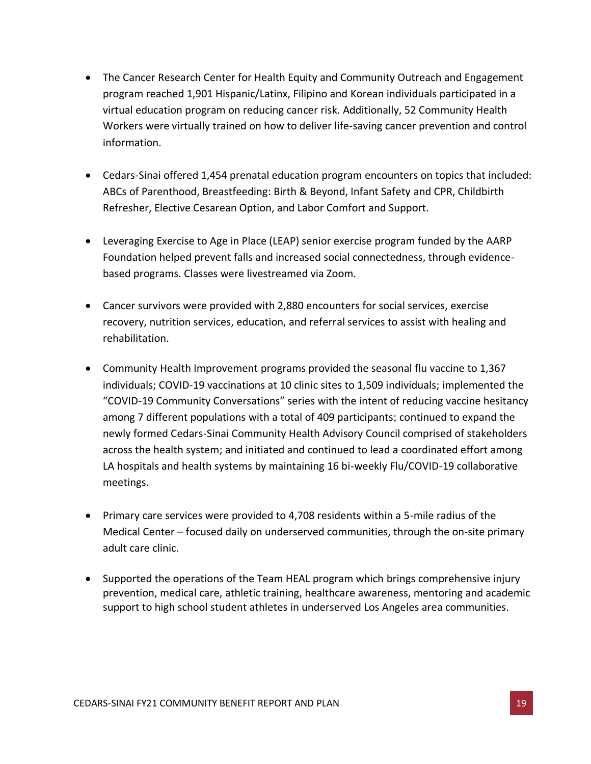- The Cancer Research Center for Health Equity and Community Outreach and Engagement program reached 1,901 Hispanic/Latinx, Filipino and Korean individuals participated in a virtual education program on reducing cancer risk. Additionally, 52 Community Health Workers were virtually trained on how to deliver life-saving cancer prevention and control information.

- Cedars-Sinai offered 1,454 prenatal education program encounters on topics that included: ABCs of Parenthood, Breastfeeding: Birth & Beyond, Infant Safety and CPR, Childbirth Refresher, Elective Cesarean Option, and Labor Comfort and Support.

- Leveraging Exercise to Age in Place (LEAP) senior exercise program funded by the AARP Foundation helped prevent falls and increased social connectedness, through evidence-based programs. Classes were livestreamed via Zoom.

- Cancer survivors were provided with 2,880 encounters for social services, exercise recovery, nutrition services, education, and referral services to assist with healing and rehabilitation.

- Community Health Improvement programs provided the seasonal flu vaccine to 1,367 individuals; COVID-19 vaccinations at 10 clinic sites to 1,509 individuals; implemented the "COVID-19 Community Conversations" series with the intent of reducing vaccine hesitancy among 7 different populations with a total of 409 participants; continued to expand the newly formed Cedars-Sinai Community Health Advisory Council comprised of stakeholders across the health system; and initiated and continued to lead a coordinated effort among LA hospitals and health systems by maintaining 16 bi-weekly Flu/COVID-19 collaborative meetings.

- Primary care services were provided to 4,708 residents within a 5-mile radius of the Medical Center – focused daily on underserved communities, through the on-site primary adult care clinic.

- Supported the operations of the Team HEAL program which brings comprehensive injury prevention, medical care, athletic training, healthcare awareness, mentoring and academic support to high school student athletes in underserved Los Angeles area communities.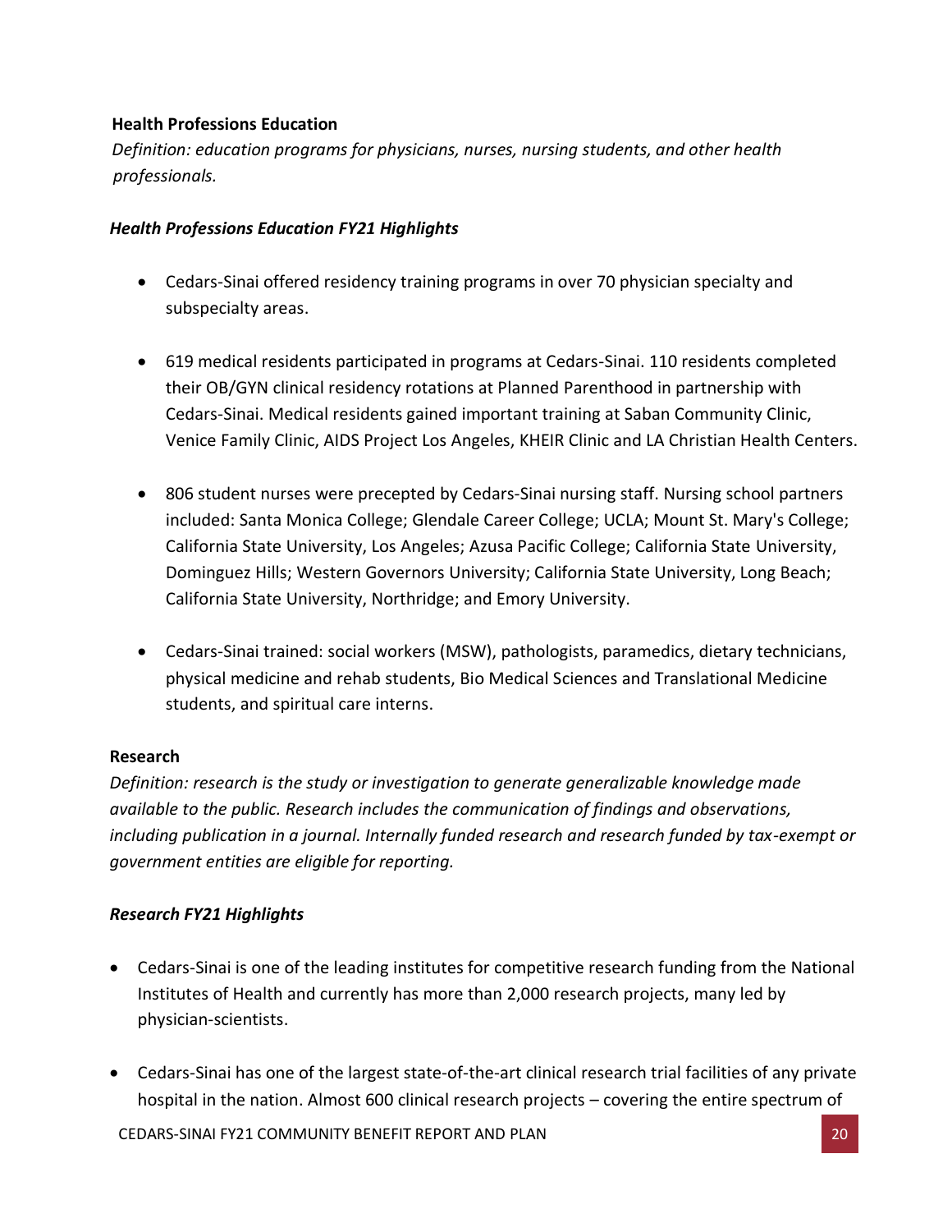**Health Professions Education**

*Definition: education programs for physicians, nurses, nursing students, and other health professionals.*

***Health Professions Education FY21 Highlights***

- Cedars-Sinai offered residency training programs in over 70 physician specialty and subspecialty areas.
- 619 medical residents participated in programs at Cedars-Sinai. 110 residents completed their OB/GYN clinical residency rotations at Planned Parenthood in partnership with Cedars-Sinai. Medical residents gained important training at Saban Community Clinic, Venice Family Clinic, AIDS Project Los Angeles, KHEIR Clinic and LA Christian Health Centers.
- 806 student nurses were precepted by Cedars-Sinai nursing staff. Nursing school partners included: Santa Monica College; Glendale Career College; UCLA; Mount St. Mary's College; California State University, Los Angeles; Azusa Pacific College; California State University, Dominguez Hills; Western Governors University; California State University, Long Beach; California State University, Northridge; and Emory University.
- Cedars-Sinai trained: social workers (MSW), pathologists, paramedics, dietary technicians, physical medicine and rehab students, Bio Medical Sciences and Translational Medicine students, and spiritual care interns.

**Research**

*Definition: research is the study or investigation to generate generalizable knowledge made available to the public. Research includes the communication of findings and observations, including publication in a journal. Internally funded research and research funded by tax-exempt or government entities are eligible for reporting.*

***Research FY21 Highlights***

- Cedars-Sinai is one of the leading institutes for competitive research funding from the National Institutes of Health and currently has more than 2,000 research projects, many led by physician-scientists.
- Cedars-Sinai has one of the largest state-of-the-art clinical research trial facilities of any private hospital in the nation. Almost 600 clinical research projects – covering the entire spectrum of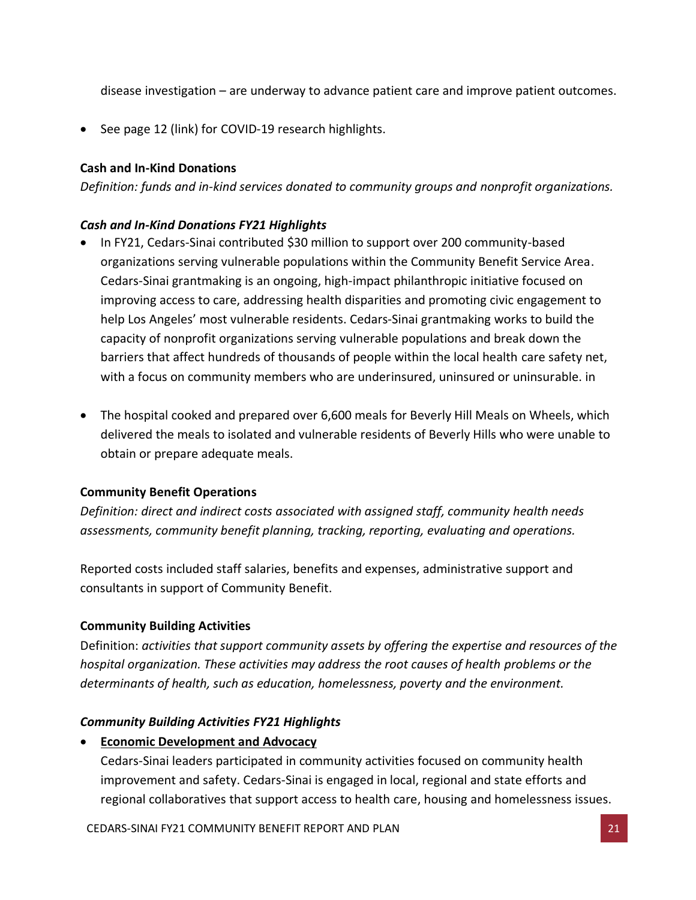disease investigation – are underway to advance patient care and improve patient outcomes.

- See page 12 (link) for COVID-19 research highlights.

**Cash and In-Kind Donations**

*Definition: funds and in-kind services donated to community groups and nonprofit organizations.*

***Cash and In-Kind Donations FY21 Highlights***

- In FY21, Cedars-Sinai contributed $30 million to support over 200 community-based organizations serving vulnerable populations within the Community Benefit Service Area. Cedars-Sinai grantmaking is an ongoing, high-impact philanthropic initiative focused on improving access to care, addressing health disparities and promoting civic engagement to help Los Angeles' most vulnerable residents. Cedars-Sinai grantmaking works to build the capacity of nonprofit organizations serving vulnerable populations and break down the barriers that affect hundreds of thousands of people within the local health care safety net, with a focus on community members who are underinsured, uninsured or uninsurable. in

- The hospital cooked and prepared over 6,600 meals for Beverly Hill Meals on Wheels, which delivered the meals to isolated and vulnerable residents of Beverly Hills who were unable to obtain or prepare adequate meals.

**Community Benefit Operations**

*Definition: direct and indirect costs associated with assigned staff, community health needs assessments, community benefit planning, tracking, reporting, evaluating and operations.*

Reported costs included staff salaries, benefits and expenses, administrative support and consultants in support of Community Benefit.

**Community Building Activities**

Definition: *activities that support community assets by offering the expertise and resources of the hospital organization. These activities may address the root causes of health problems or the determinants of health, such as education, homelessness, poverty and the environment.*

***Community Building Activities FY21 Highlights***

- **Economic Development and Advocacy**

  Cedars-Sinai leaders participated in community activities focused on community health improvement and safety. Cedars-Sinai is engaged in local, regional and state efforts and regional collaboratives that support access to health care, housing and homelessness issues.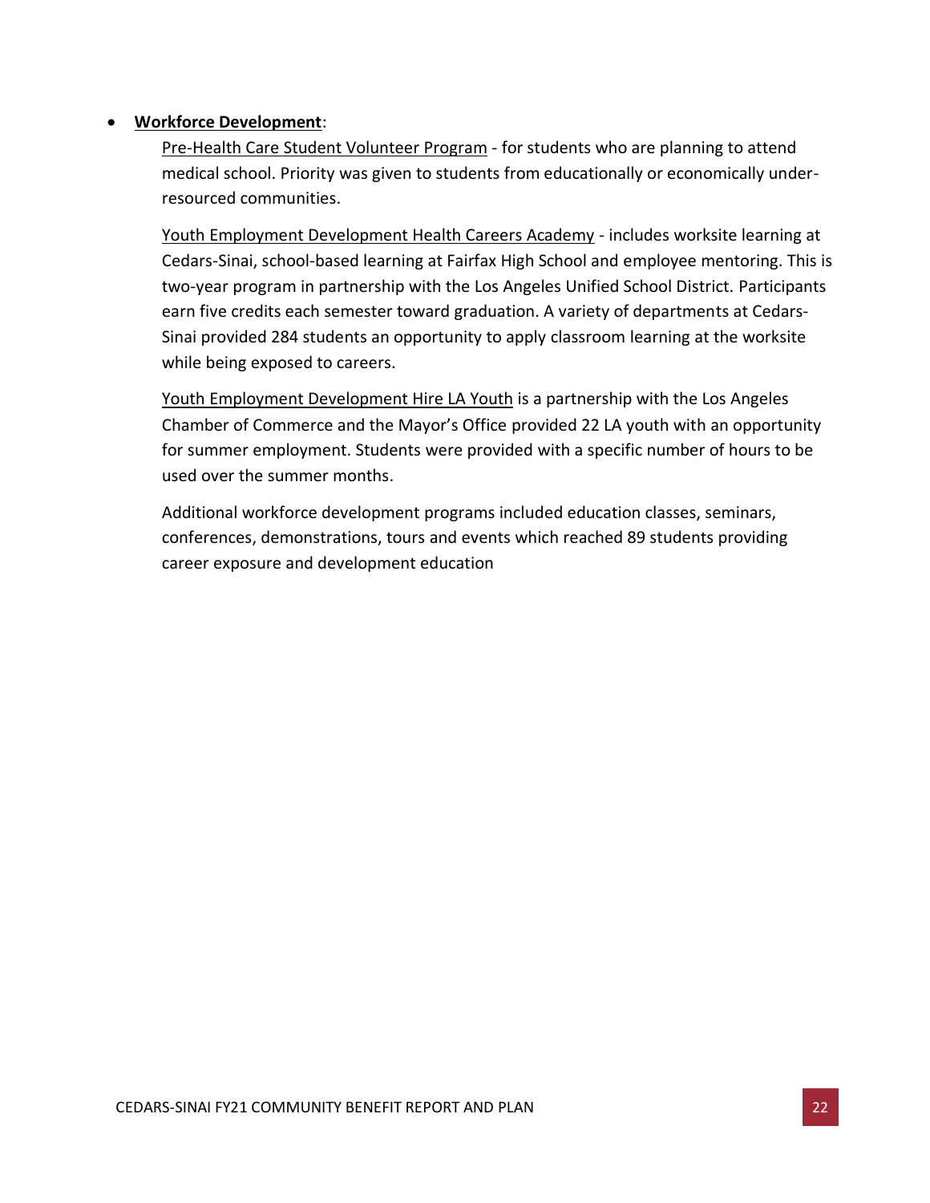- **Workforce Development**:

  Pre-Health Care Student Volunteer Program - for students who are planning to attend medical school. Priority was given to students from educationally or economically under-resourced communities.

  Youth Employment Development Health Careers Academy - includes worksite learning at Cedars-Sinai, school-based learning at Fairfax High School and employee mentoring. This is two-year program in partnership with the Los Angeles Unified School District. Participants earn five credits each semester toward graduation. A variety of departments at Cedars-Sinai provided 284 students an opportunity to apply classroom learning at the worksite while being exposed to careers.

  Youth Employment Development Hire LA Youth is a partnership with the Los Angeles Chamber of Commerce and the Mayor's Office provided 22 LA youth with an opportunity for summer employment. Students were provided with a specific number of hours to be used over the summer months.

  Additional workforce development programs included education classes, seminars, conferences, demonstrations, tours and events which reached 89 students providing career exposure and development education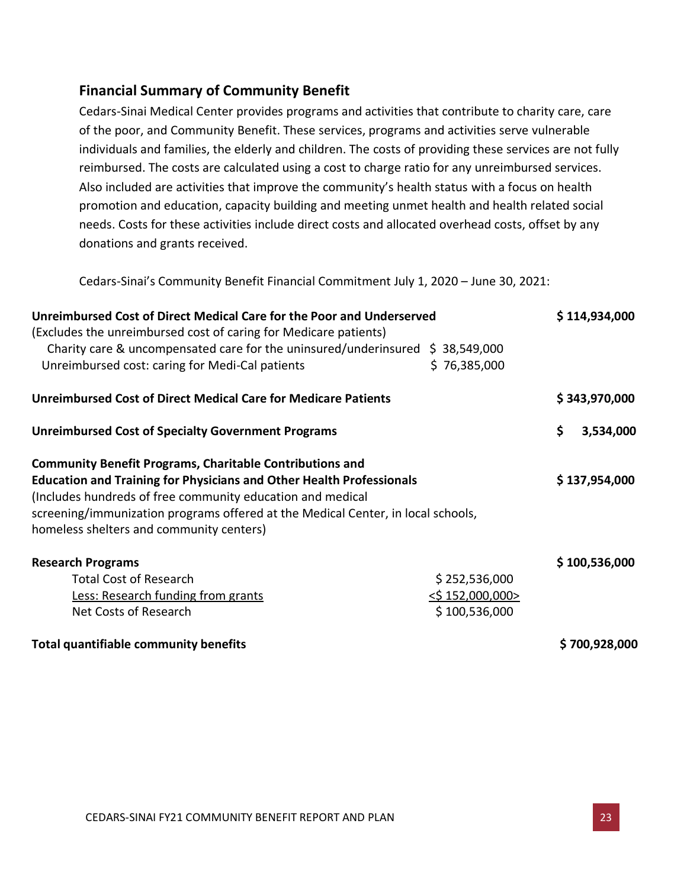## Financial Summary of Community Benefit

Cedars-Sinai Medical Center provides programs and activities that contribute to charity care, care of the poor, and Community Benefit. These services, programs and activities serve vulnerable individuals and families, the elderly and children. The costs of providing these services are not fully reimbursed. The costs are calculated using a cost to charge ratio for any unreimbursed services. Also included are activities that improve the community's health status with a focus on health promotion and education, capacity building and meeting unmet health and health related social needs. Costs for these activities include direct costs and allocated overhead costs, offset by any donations and grants received.

Cedars-Sinai's Community Benefit Financial Commitment July 1, 2020 – June 30, 2021:

| | | |
|---|---|---|
| **Unreimbursed Cost of Direct Medical Care for the Poor and Underserved** | | **$ 114,934,000** |
| (Excludes the unreimbursed cost of caring for Medicare patients) | | |
| Charity care & uncompensated care for the uninsured/underinsured | $ 38,549,000 | |
| Unreimbursed cost: caring for Medi-Cal patients | $ 76,385,000 | |
| **Unreimbursed Cost of Direct Medical Care for Medicare Patients** | | **$ 343,970,000** |
| **Unreimbursed Cost of Specialty Government Programs** | | **$ 3,534,000** |
| **Community Benefit Programs, Charitable Contributions and Education and Training for Physicians and Other Health Professionals** (Includes hundreds of free community education and medical screening/immunization programs offered at the Medical Center, in local schools, homeless shelters and community centers) | | **$ 137,954,000** |
| **Research Programs** | | **$ 100,536,000** |
| Total Cost of Research | $ 252,536,000 | |
| Less: Research funding from grants | <$ 152,000,000> | |
| Net Costs of Research | $ 100,536,000 | |
| **Total quantifiable community benefits** | | **$ 700,928,000** |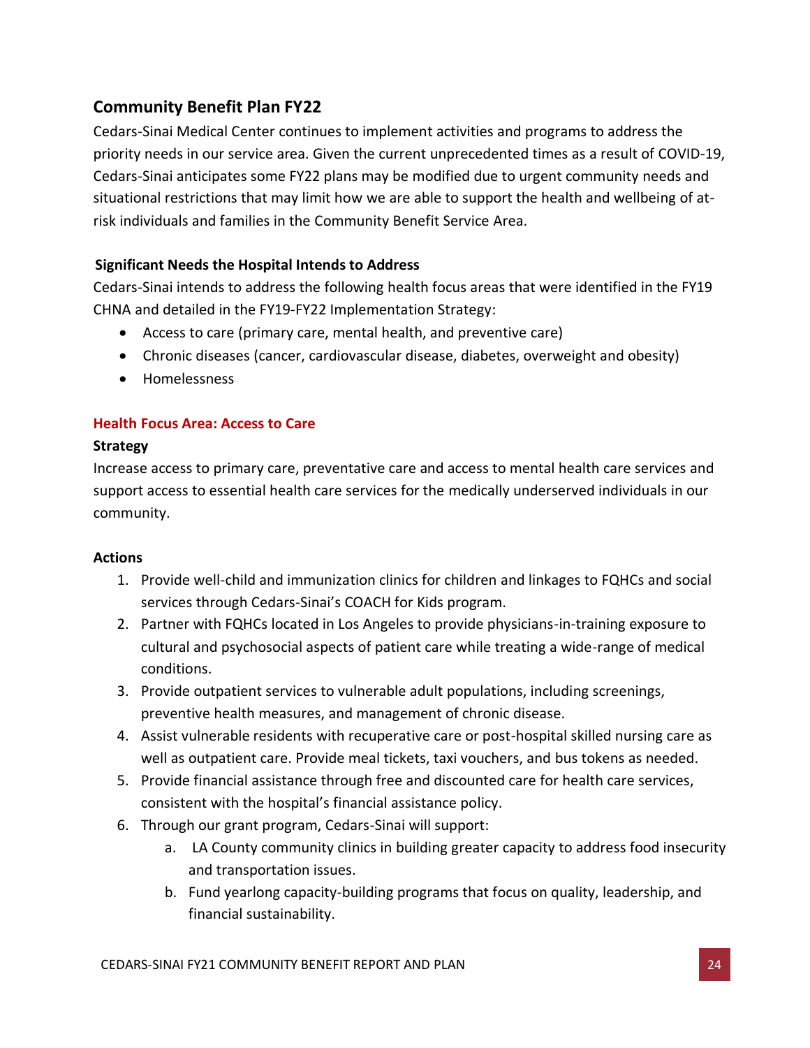## Community Benefit Plan FY22

Cedars-Sinai Medical Center continues to implement activities and programs to address the priority needs in our service area. Given the current unprecedented times as a result of COVID-19, Cedars-Sinai anticipates some FY22 plans may be modified due to urgent community needs and situational restrictions that may limit how we are able to support the health and wellbeing of at-risk individuals and families in the Community Benefit Service Area.

### Significant Needs the Hospital Intends to Address

Cedars-Sinai intends to address the following health focus areas that were identified in the FY19 CHNA and detailed in the FY19-FY22 Implementation Strategy:

- Access to care (primary care, mental health, and preventive care)
- Chronic diseases (cancer, cardiovascular disease, diabetes, overweight and obesity)
- Homelessness

### Health Focus Area: Access to Care

**Strategy**

Increase access to primary care, preventative care and access to mental health care services and support access to essential health care services for the medically underserved individuals in our community.

**Actions**

1. Provide well-child and immunization clinics for children and linkages to FQHCs and social services through Cedars-Sinai's COACH for Kids program.
2. Partner with FQHCs located in Los Angeles to provide physicians-in-training exposure to cultural and psychosocial aspects of patient care while treating a wide-range of medical conditions.
3. Provide outpatient services to vulnerable adult populations, including screenings, preventive health measures, and management of chronic disease.
4. Assist vulnerable residents with recuperative care or post-hospital skilled nursing care as well as outpatient care. Provide meal tickets, taxi vouchers, and bus tokens as needed.
5. Provide financial assistance through free and discounted care for health care services, consistent with the hospital's financial assistance policy.
6. Through our grant program, Cedars-Sinai will support:
   a. LA County community clinics in building greater capacity to address food insecurity and transportation issues.
   b. Fund yearlong capacity-building programs that focus on quality, leadership, and financial sustainability.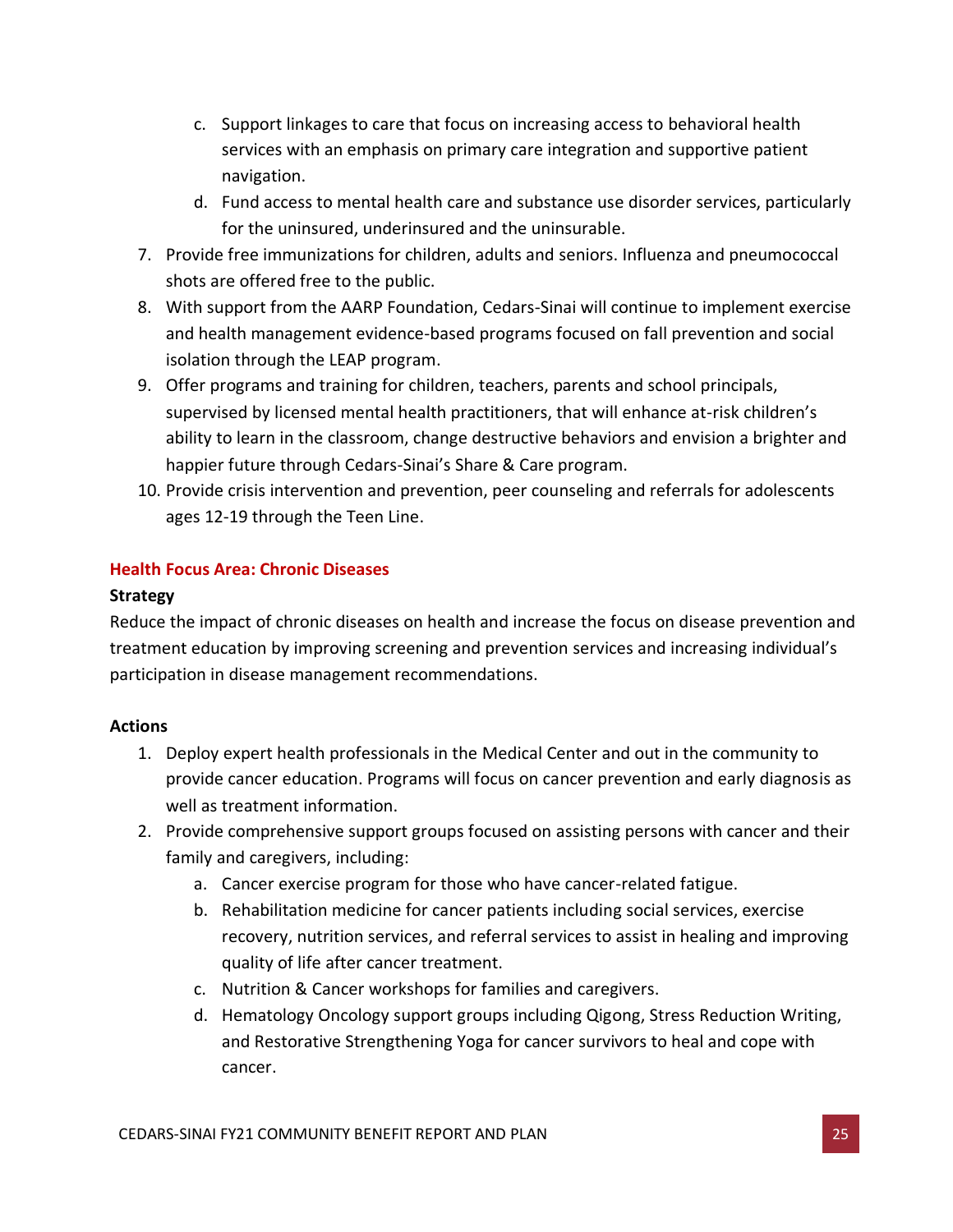c. Support linkages to care that focus on increasing access to behavioral health services with an emphasis on primary care integration and supportive patient navigation.
   d. Fund access to mental health care and substance use disorder services, particularly for the uninsured, underinsured and the uninsurable.
7. Provide free immunizations for children, adults and seniors. Influenza and pneumococcal shots are offered free to the public.
8. With support from the AARP Foundation, Cedars-Sinai will continue to implement exercise and health management evidence-based programs focused on fall prevention and social isolation through the LEAP program.
9. Offer programs and training for children, teachers, parents and school principals, supervised by licensed mental health practitioners, that will enhance at-risk children's ability to learn in the classroom, change destructive behaviors and envision a brighter and happier future through Cedars-Sinai's Share & Care program.
10. Provide crisis intervention and prevention, peer counseling and referrals for adolescents ages 12-19 through the Teen Line.

### Health Focus Area: Chronic Diseases

**Strategy**

Reduce the impact of chronic diseases on health and increase the focus on disease prevention and treatment education by improving screening and prevention services and increasing individual's participation in disease management recommendations.

**Actions**

1. Deploy expert health professionals in the Medical Center and out in the community to provide cancer education. Programs will focus on cancer prevention and early diagnosis as well as treatment information.
2. Provide comprehensive support groups focused on assisting persons with cancer and their family and caregivers, including:
   a. Cancer exercise program for those who have cancer-related fatigue.
   b. Rehabilitation medicine for cancer patients including social services, exercise recovery, nutrition services, and referral services to assist in healing and improving quality of life after cancer treatment.
   c. Nutrition & Cancer workshops for families and caregivers.
   d. Hematology Oncology support groups including Qigong, Stress Reduction Writing, and Restorative Strengthening Yoga for cancer survivors to heal and cope with cancer.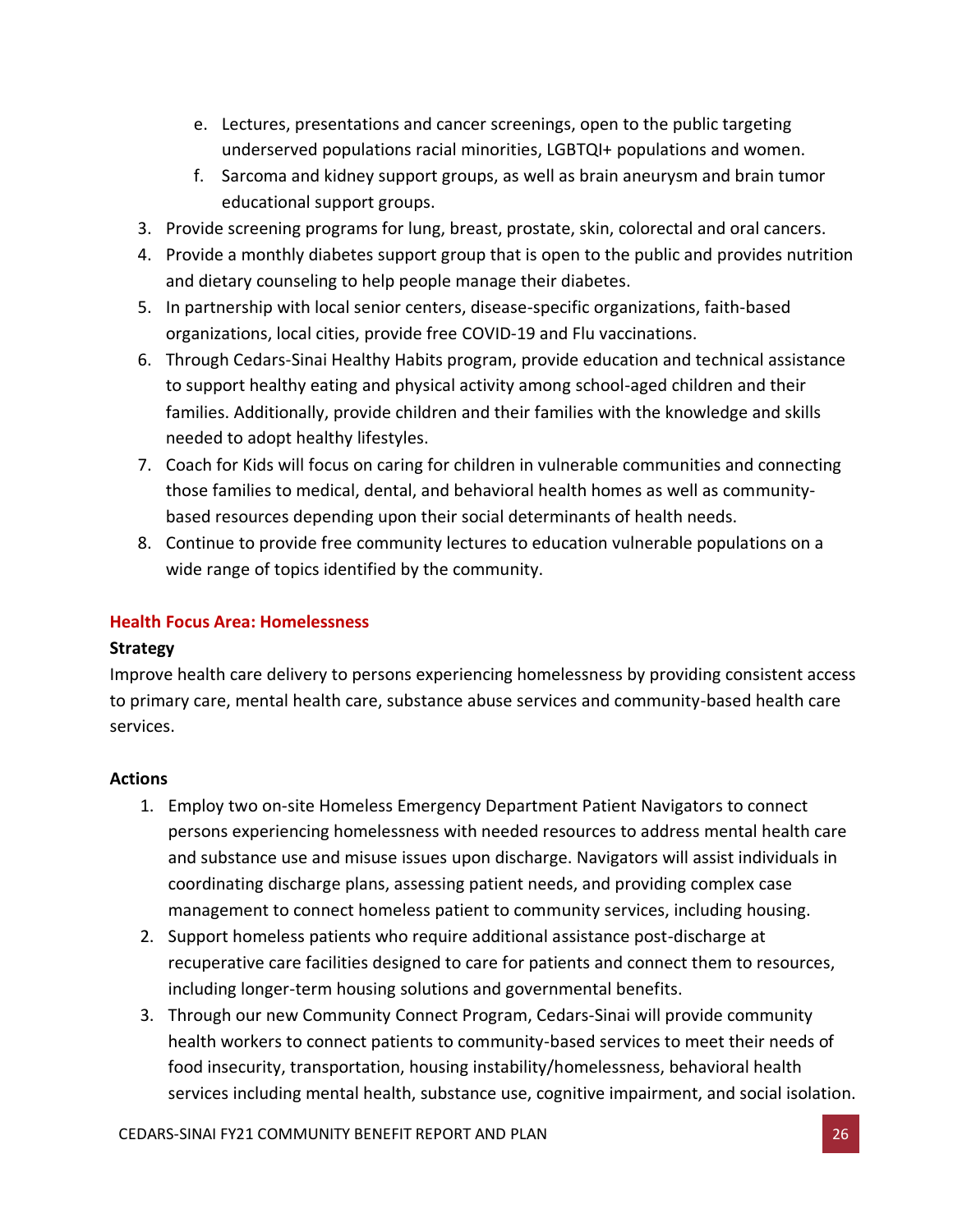e. Lectures, presentations and cancer screenings, open to the public targeting underserved populations racial minorities, LGBTQI+ populations and women.
   f. Sarcoma and kidney support groups, as well as brain aneurysm and brain tumor educational support groups.
3. Provide screening programs for lung, breast, prostate, skin, colorectal and oral cancers.
4. Provide a monthly diabetes support group that is open to the public and provides nutrition and dietary counseling to help people manage their diabetes.
5. In partnership with local senior centers, disease-specific organizations, faith-based organizations, local cities, provide free COVID-19 and Flu vaccinations.
6. Through Cedars-Sinai Healthy Habits program, provide education and technical assistance to support healthy eating and physical activity among school-aged children and their families. Additionally, provide children and their families with the knowledge and skills needed to adopt healthy lifestyles.
7. Coach for Kids will focus on caring for children in vulnerable communities and connecting those families to medical, dental, and behavioral health homes as well as community-based resources depending upon their social determinants of health needs.
8. Continue to provide free community lectures to education vulnerable populations on a wide range of topics identified by the community.

### Health Focus Area: Homelessness

**Strategy**

Improve health care delivery to persons experiencing homelessness by providing consistent access to primary care, mental health care, substance abuse services and community-based health care services.

**Actions**

1. Employ two on-site Homeless Emergency Department Patient Navigators to connect persons experiencing homelessness with needed resources to address mental health care and substance use and misuse issues upon discharge. Navigators will assist individuals in coordinating discharge plans, assessing patient needs, and providing complex case management to connect homeless patient to community services, including housing.
2. Support homeless patients who require additional assistance post-discharge at recuperative care facilities designed to care for patients and connect them to resources, including longer-term housing solutions and governmental benefits.
3. Through our new Community Connect Program, Cedars-Sinai will provide community health workers to connect patients to community-based services to meet their needs of food insecurity, transportation, housing instability/homelessness, behavioral health services including mental health, substance use, cognitive impairment, and social isolation.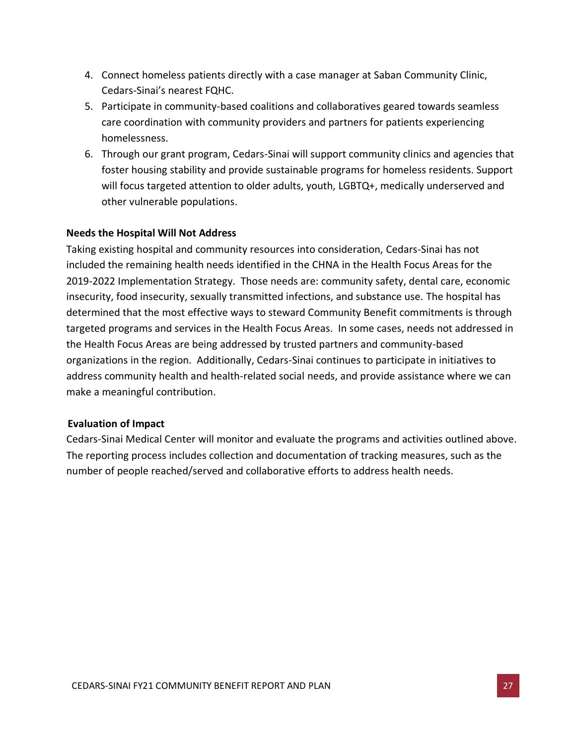4. Connect homeless patients directly with a case manager at Saban Community Clinic, Cedars-Sinai's nearest FQHC.
5. Participate in community-based coalitions and collaboratives geared towards seamless care coordination with community providers and partners for patients experiencing homelessness.
6. Through our grant program, Cedars-Sinai will support community clinics and agencies that foster housing stability and provide sustainable programs for homeless residents. Support will focus targeted attention to older adults, youth, LGBTQ+, medically underserved and other vulnerable populations.

**Needs the Hospital Will Not Address**

Taking existing hospital and community resources into consideration, Cedars-Sinai has not included the remaining health needs identified in the CHNA in the Health Focus Areas for the 2019-2022 Implementation Strategy. Those needs are: community safety, dental care, economic insecurity, food insecurity, sexually transmitted infections, and substance use. The hospital has determined that the most effective ways to steward Community Benefit commitments is through targeted programs and services in the Health Focus Areas. In some cases, needs not addressed in the Health Focus Areas are being addressed by trusted partners and community-based organizations in the region. Additionally, Cedars-Sinai continues to participate in initiatives to address community health and health-related social needs, and provide assistance where we can make a meaningful contribution.

**Evaluation of Impact**

Cedars-Sinai Medical Center will monitor and evaluate the programs and activities outlined above. The reporting process includes collection and documentation of tracking measures, such as the number of people reached/served and collaborative efforts to address health needs.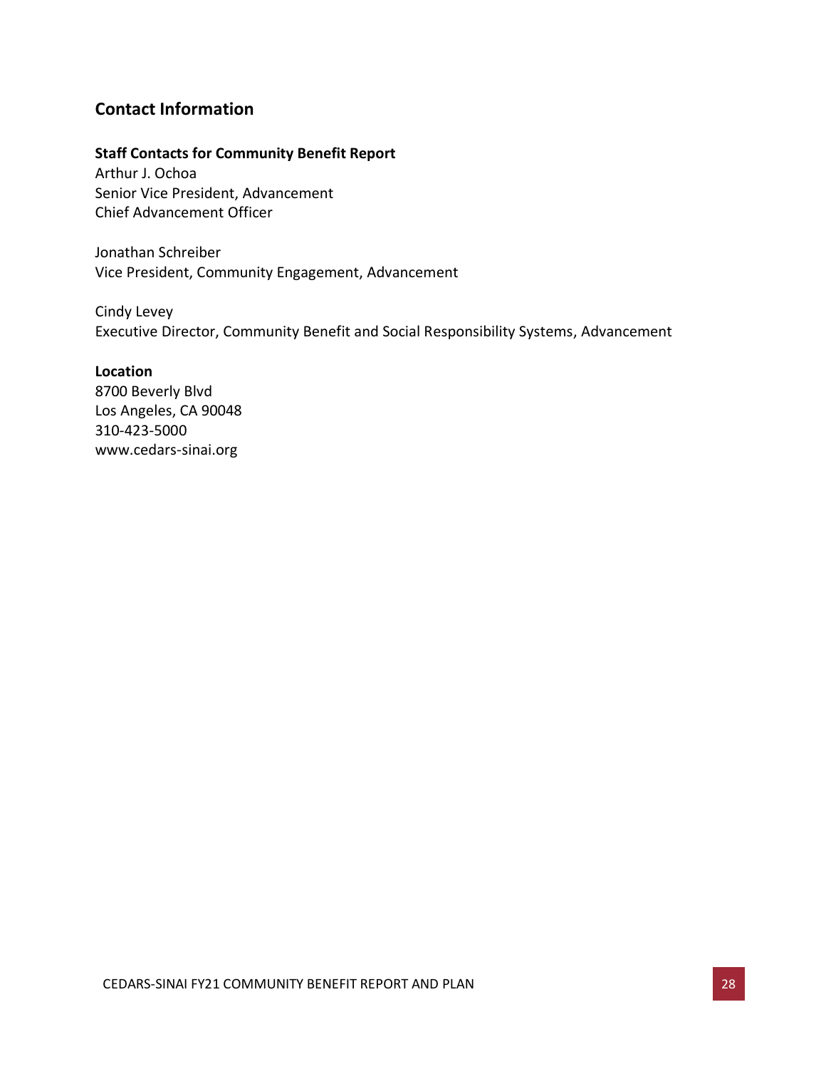## Contact Information

**Staff Contacts for Community Benefit Report**
Arthur J. Ochoa
Senior Vice President, Advancement
Chief Advancement Officer

Jonathan Schreiber
Vice President, Community Engagement, Advancement

Cindy Levey
Executive Director, Community Benefit and Social Responsibility Systems, Advancement

**Location**
8700 Beverly Blvd
Los Angeles, CA 90048
310-423-5000
www.cedars-sinai.org